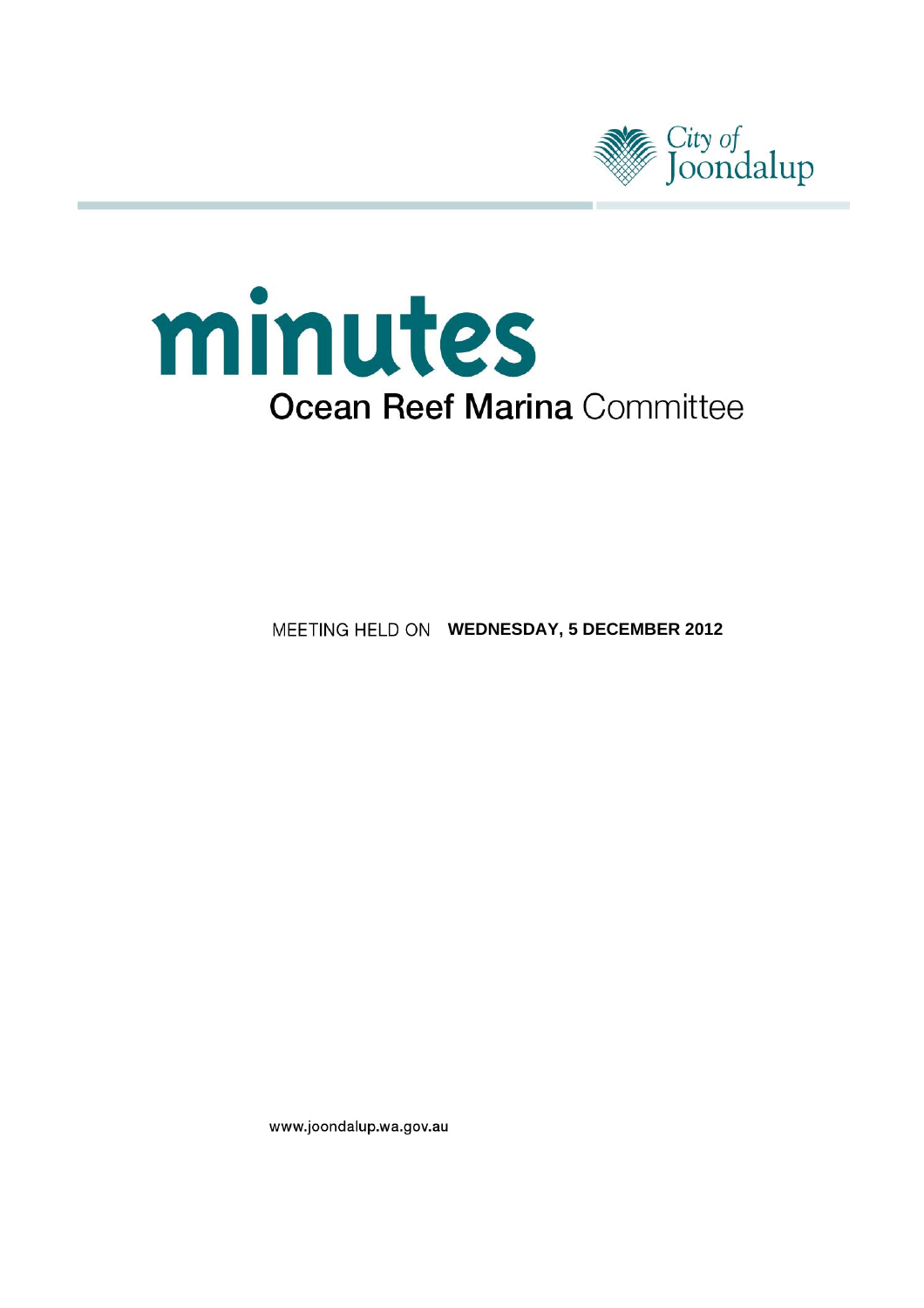City of Joondalup

# minutes

## Ocean Reef Marina Committee

MEETING HELD ON **WEDNESDAY, 5 DECEMBER 2012**

www.joondalup.wa.gov.au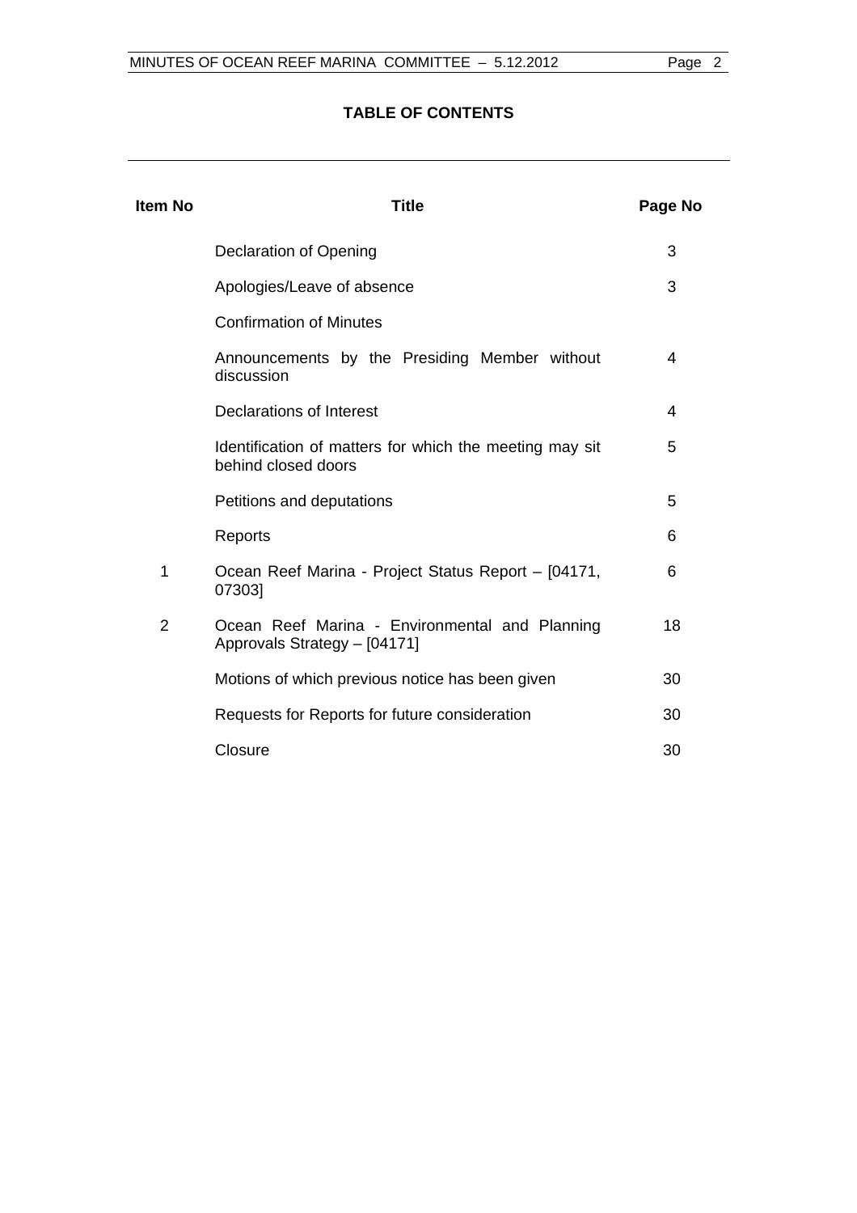## TABLE OF CONTENTS

| Item No | Title | Page No |
|---|---|---|
| | Declaration of Opening | 3 |
| | Apologies/Leave of absence | 3 |
| | Confirmation of Minutes | |
| | Announcements by the Presiding Member without discussion | 4 |
| | Declarations of Interest | 4 |
| | Identification of matters for which the meeting may sit behind closed doors | 5 |
| | Petitions and deputations | 5 |
| | Reports | 6 |
| 1 | Ocean Reef Marina - Project Status Report – [04171, 07303] | 6 |
| 2 | Ocean Reef Marina - Environmental and Planning Approvals Strategy – [04171] | 18 |
| | Motions of which previous notice has been given | 30 |
| | Requests for Reports for future consideration | 30 |
| | Closure | 30 |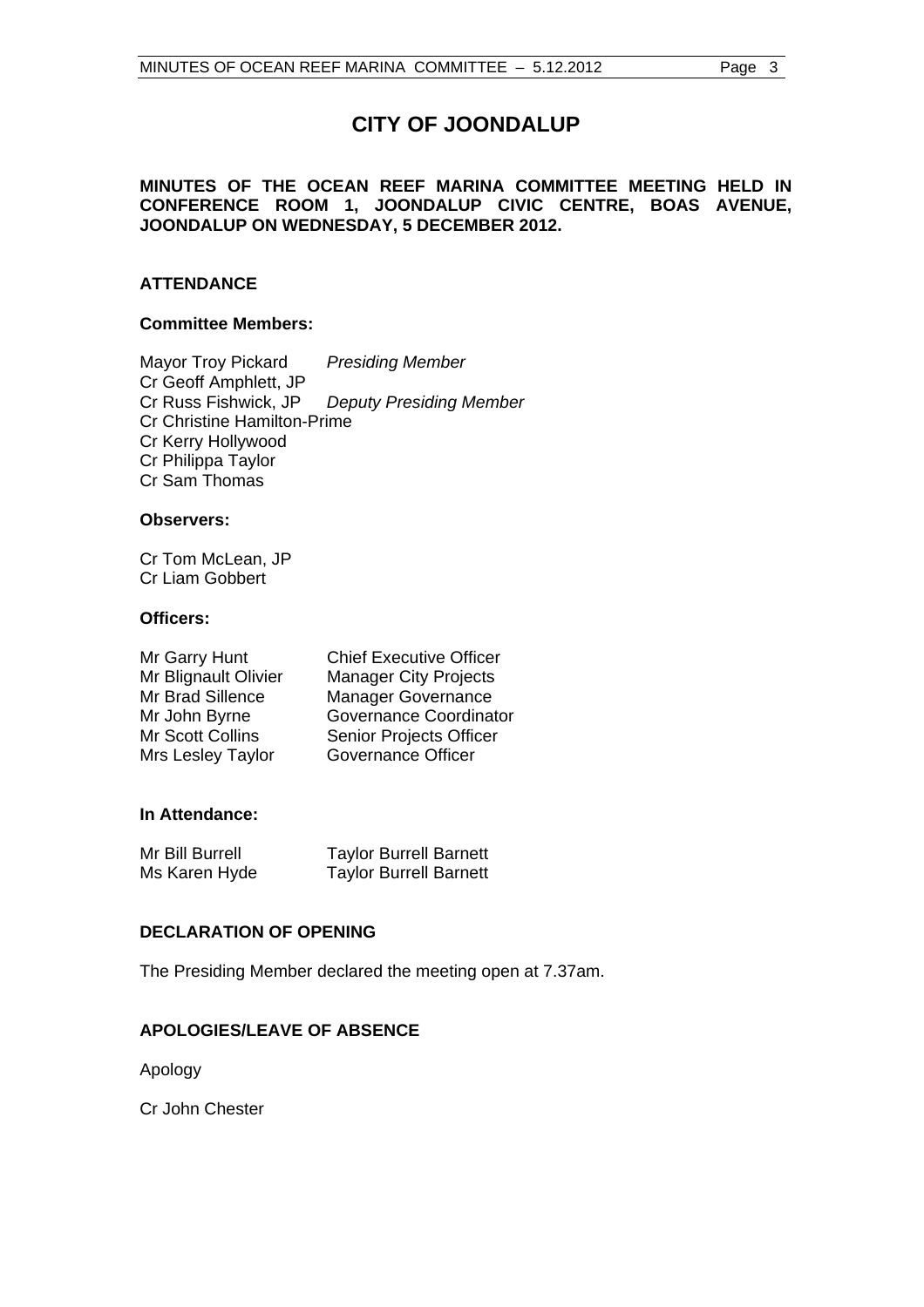# CITY OF JOONDALUP

**MINUTES OF THE OCEAN REEF MARINA COMMITTEE MEETING HELD IN CONFERENCE ROOM 1, JOONDALUP CIVIC CENTRE, BOAS AVENUE, JOONDALUP ON WEDNESDAY, 5 DECEMBER 2012.**

## ATTENDANCE

### Committee Members:

Mayor Troy Pickard *Presiding Member*
Cr Geoff Amphlett, JP
Cr Russ Fishwick, JP *Deputy Presiding Member*
Cr Christine Hamilton-Prime
Cr Kerry Hollywood
Cr Philippa Taylor
Cr Sam Thomas

### Observers:

Cr Tom McLean, JP
Cr Liam Gobbert

### Officers:

| | |
|---|---|
| Mr Garry Hunt | Chief Executive Officer |
| Mr Blignault Olivier | Manager City Projects |
| Mr Brad Sillence | Manager Governance |
| Mr John Byrne | Governance Coordinator |
| Mr Scott Collins | Senior Projects Officer |
| Mrs Lesley Taylor | Governance Officer |

### In Attendance:

| | |
|---|---|
| Mr Bill Burrell | Taylor Burrell Barnett |
| Ms Karen Hyde | Taylor Burrell Barnett |

## DECLARATION OF OPENING

The Presiding Member declared the meeting open at 7.37am.

## APOLOGIES/LEAVE OF ABSENCE

Apology

Cr John Chester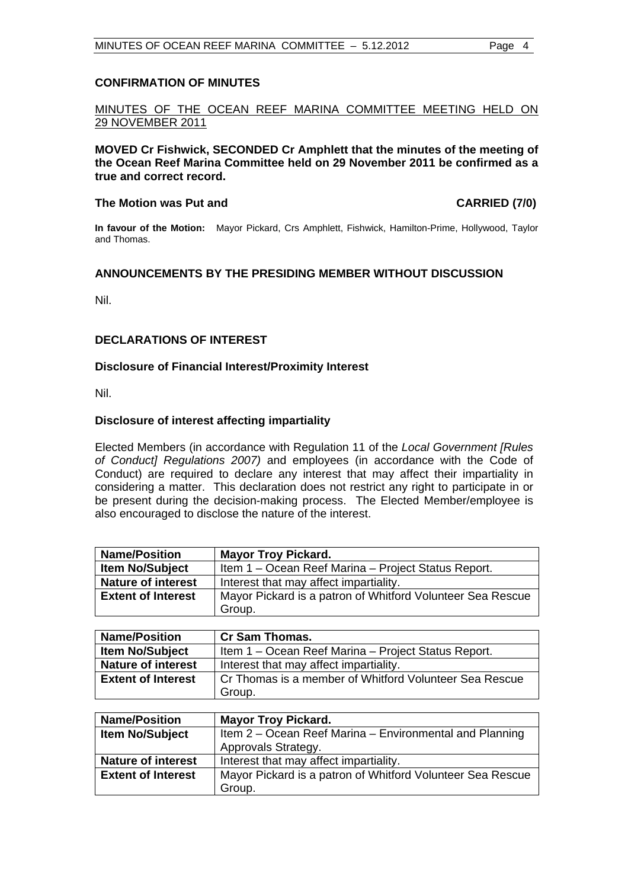## CONFIRMATION OF MINUTES

MINUTES OF THE OCEAN REEF MARINA COMMITTEE MEETING HELD ON 29 NOVEMBER 2011

**MOVED Cr Fishwick, SECONDED Cr Amphlett that the minutes of the meeting of the Ocean Reef Marina Committee held on 29 November 2011 be confirmed as a true and correct record.**

**The Motion was Put and CARRIED (7/0)**

**In favour of the Motion:** Mayor Pickard, Crs Amphlett, Fishwick, Hamilton-Prime, Hollywood, Taylor and Thomas.

## ANNOUNCEMENTS BY THE PRESIDING MEMBER WITHOUT DISCUSSION

Nil.

## DECLARATIONS OF INTEREST

### Disclosure of Financial Interest/Proximity Interest

Nil.

### Disclosure of interest affecting impartiality

Elected Members (in accordance with Regulation 11 of the *Local Government [Rules of Conduct] Regulations 2007)* and employees (in accordance with the Code of Conduct) are required to declare any interest that may affect their impartiality in considering a matter. This declaration does not restrict any right to participate in or be present during the decision-making process. The Elected Member/employee is also encouraged to disclose the nature of the interest.

| **Name/Position** | **Mayor Troy Pickard.** |
|---|---|
| **Item No/Subject** | Item 1 – Ocean Reef Marina – Project Status Report. |
| **Nature of interest** | Interest that may affect impartiality. |
| **Extent of Interest** | Mayor Pickard is a patron of Whitford Volunteer Sea Rescue Group. |

| **Name/Position** | **Cr Sam Thomas.** |
|---|---|
| **Item No/Subject** | Item 1 – Ocean Reef Marina – Project Status Report. |
| **Nature of interest** | Interest that may affect impartiality. |
| **Extent of Interest** | Cr Thomas is a member of Whitford Volunteer Sea Rescue Group. |

| **Name/Position** | **Mayor Troy Pickard.** |
|---|---|
| **Item No/Subject** | Item 2 – Ocean Reef Marina – Environmental and Planning Approvals Strategy. |
| **Nature of interest** | Interest that may affect impartiality. |
| **Extent of Interest** | Mayor Pickard is a patron of Whitford Volunteer Sea Rescue Group. |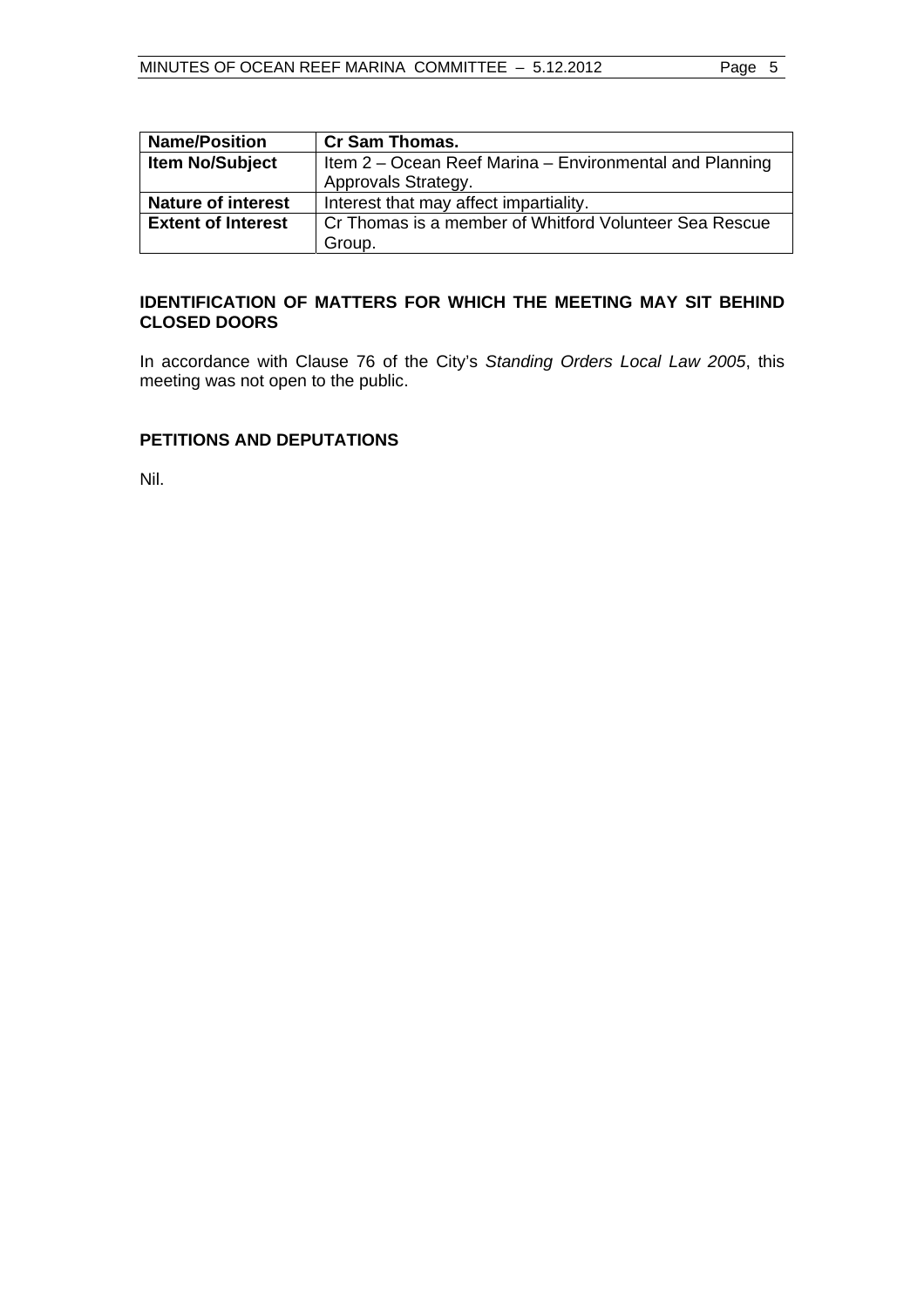| Name/Position | Cr Sam Thomas. |
|---|---|
| Item No/Subject | Item 2 – Ocean Reef Marina – Environmental and Planning Approvals Strategy. |
| Nature of interest | Interest that may affect impartiality. |
| Extent of Interest | Cr Thomas is a member of Whitford Volunteer Sea Rescue Group. |

## IDENTIFICATION OF MATTERS FOR WHICH THE MEETING MAY SIT BEHIND CLOSED DOORS

In accordance with Clause 76 of the City's *Standing Orders Local Law 2005*, this meeting was not open to the public.

## PETITIONS AND DEPUTATIONS

Nil.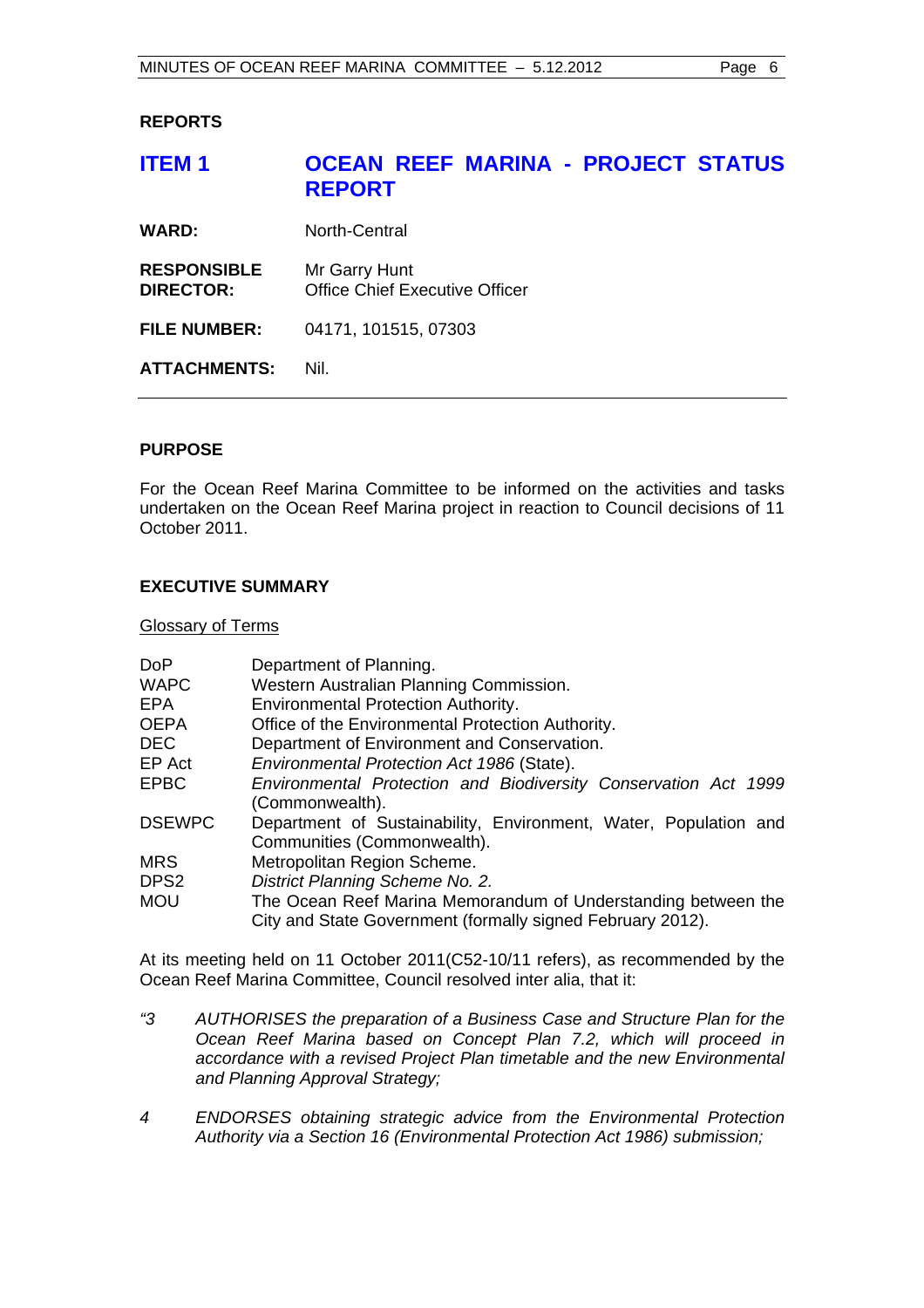## REPORTS

## ITEM 1 OCEAN REEF MARINA - PROJECT STATUS REPORT

| | |
|---|---|
| **WARD:** | North-Central |
| **RESPONSIBLE DIRECTOR:** | Mr Garry Hunt<br>Office Chief Executive Officer |
| **FILE NUMBER:** | 04171, 101515, 07303 |
| **ATTACHMENTS:** | Nil. |

### PURPOSE

For the Ocean Reef Marina Committee to be informed on the activities and tasks undertaken on the Ocean Reef Marina project in reaction to Council decisions of 11 October 2011.

### EXECUTIVE SUMMARY

Glossary of Terms

| | |
|---|---|
| DoP | Department of Planning. |
| WAPC | Western Australian Planning Commission. |
| EPA | Environmental Protection Authority. |
| OEPA | Office of the Environmental Protection Authority. |
| DEC | Department of Environment and Conservation. |
| EP Act | *Environmental Protection Act 1986* (State). |
| EPBC | *Environmental Protection and Biodiversity Conservation Act 1999* (Commonwealth). |
| DSEWPC | Department of Sustainability, Environment, Water, Population and Communities (Commonwealth). |
| MRS | Metropolitan Region Scheme. |
| DPS2 | *District Planning Scheme No. 2.* |
| MOU | The Ocean Reef Marina Memorandum of Understanding between the City and State Government (formally signed February 2012). |

At its meeting held on 11 October 2011(C52-10/11 refers), as recommended by the Ocean Reef Marina Committee, Council resolved inter alia, that it:

*"3 AUTHORISES the preparation of a Business Case and Structure Plan for the Ocean Reef Marina based on Concept Plan 7.2, which will proceed in accordance with a revised Project Plan timetable and the new Environmental and Planning Approval Strategy;*

*4 ENDORSES obtaining strategic advice from the Environmental Protection Authority via a Section 16 (Environmental Protection Act 1986) submission;*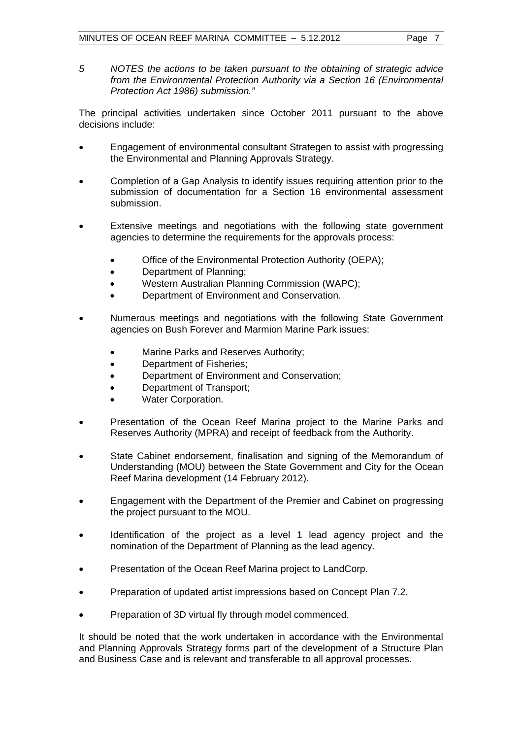*5 NOTES the actions to be taken pursuant to the obtaining of strategic advice from the Environmental Protection Authority via a Section 16 (Environmental Protection Act 1986) submission."*

The principal activities undertaken since October 2011 pursuant to the above decisions include:

- Engagement of environmental consultant Strategen to assist with progressing the Environmental and Planning Approvals Strategy.
- Completion of a Gap Analysis to identify issues requiring attention prior to the submission of documentation for a Section 16 environmental assessment submission.
- Extensive meetings and negotiations with the following state government agencies to determine the requirements for the approvals process:
  - Office of the Environmental Protection Authority (OEPA);
  - Department of Planning;
  - Western Australian Planning Commission (WAPC);
  - Department of Environment and Conservation.
- Numerous meetings and negotiations with the following State Government agencies on Bush Forever and Marmion Marine Park issues:
  - Marine Parks and Reserves Authority;
  - Department of Fisheries;
  - Department of Environment and Conservation;
  - Department of Transport;
  - Water Corporation.
- Presentation of the Ocean Reef Marina project to the Marine Parks and Reserves Authority (MPRA) and receipt of feedback from the Authority.
- State Cabinet endorsement, finalisation and signing of the Memorandum of Understanding (MOU) between the State Government and City for the Ocean Reef Marina development (14 February 2012).
- Engagement with the Department of the Premier and Cabinet on progressing the project pursuant to the MOU.
- Identification of the project as a level 1 lead agency project and the nomination of the Department of Planning as the lead agency.
- Presentation of the Ocean Reef Marina project to LandCorp.
- Preparation of updated artist impressions based on Concept Plan 7.2.
- Preparation of 3D virtual fly through model commenced.

It should be noted that the work undertaken in accordance with the Environmental and Planning Approvals Strategy forms part of the development of a Structure Plan and Business Case and is relevant and transferable to all approval processes.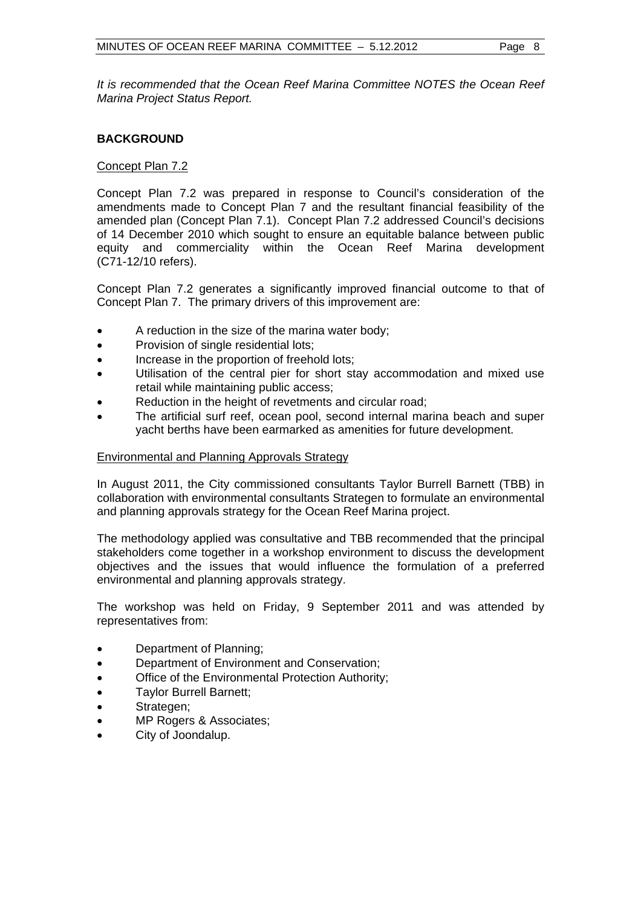*It is recommended that the Ocean Reef Marina Committee NOTES the Ocean Reef Marina Project Status Report.*

## BACKGROUND

Concept Plan 7.2

Concept Plan 7.2 was prepared in response to Council's consideration of the amendments made to Concept Plan 7 and the resultant financial feasibility of the amended plan (Concept Plan 7.1). Concept Plan 7.2 addressed Council's decisions of 14 December 2010 which sought to ensure an equitable balance between public equity and commerciality within the Ocean Reef Marina development (C71-12/10 refers).

Concept Plan 7.2 generates a significantly improved financial outcome to that of Concept Plan 7. The primary drivers of this improvement are:

- A reduction in the size of the marina water body;
- Provision of single residential lots;
- Increase in the proportion of freehold lots;
- Utilisation of the central pier for short stay accommodation and mixed use retail while maintaining public access;
- Reduction in the height of revetments and circular road;
- The artificial surf reef, ocean pool, second internal marina beach and super yacht berths have been earmarked as amenities for future development.

Environmental and Planning Approvals Strategy

In August 2011, the City commissioned consultants Taylor Burrell Barnett (TBB) in collaboration with environmental consultants Strategen to formulate an environmental and planning approvals strategy for the Ocean Reef Marina project.

The methodology applied was consultative and TBB recommended that the principal stakeholders come together in a workshop environment to discuss the development objectives and the issues that would influence the formulation of a preferred environmental and planning approvals strategy.

The workshop was held on Friday, 9 September 2011 and was attended by representatives from:

- Department of Planning;
- Department of Environment and Conservation;
- Office of the Environmental Protection Authority;
- Taylor Burrell Barnett;
- Strategen;
- MP Rogers & Associates;
- City of Joondalup.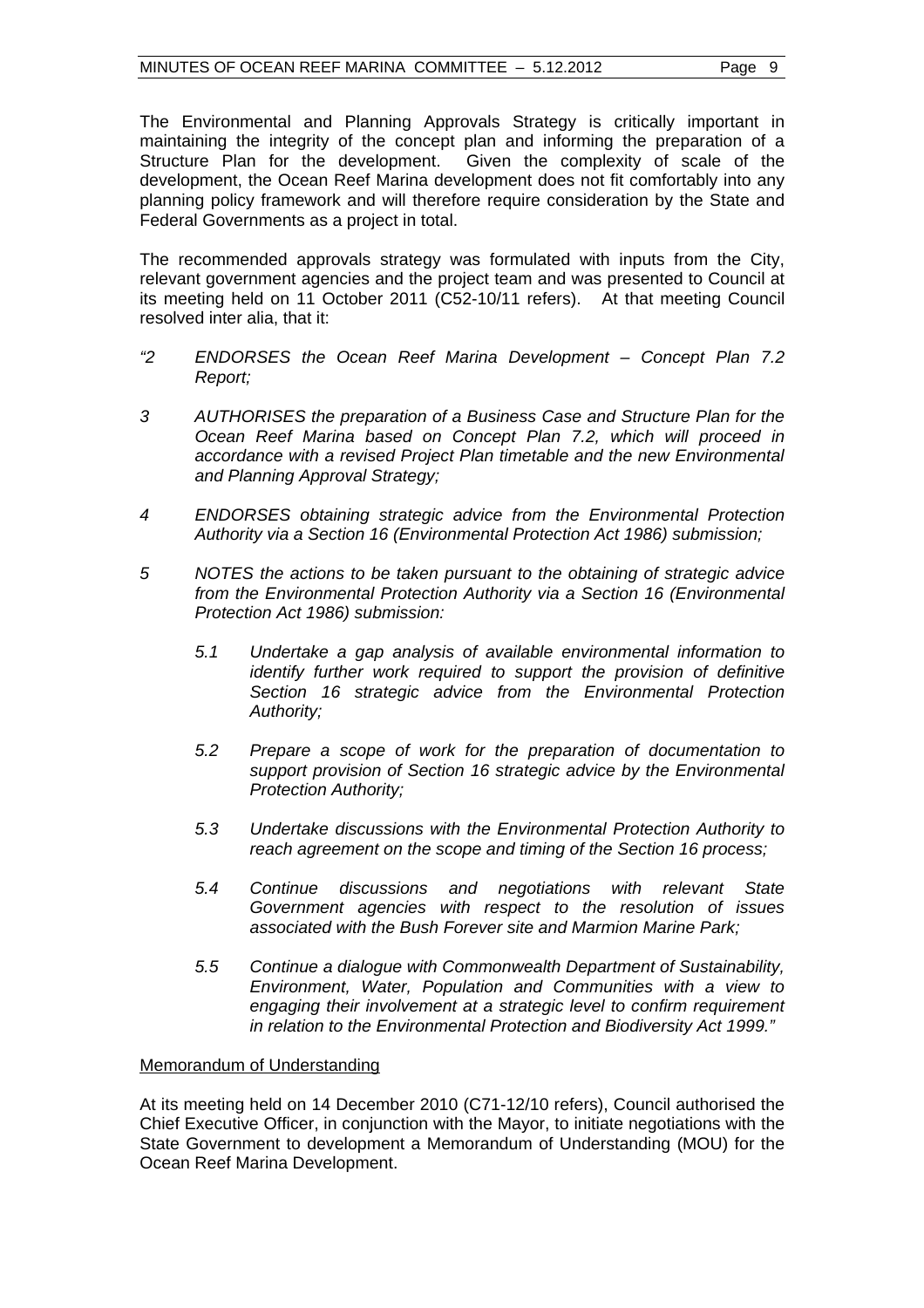The Environmental and Planning Approvals Strategy is critically important in maintaining the integrity of the concept plan and informing the preparation of a Structure Plan for the development. Given the complexity of scale of the development, the Ocean Reef Marina development does not fit comfortably into any planning policy framework and will therefore require consideration by the State and Federal Governments as a project in total.

The recommended approvals strategy was formulated with inputs from the City, relevant government agencies and the project team and was presented to Council at its meeting held on 11 October 2011 (C52-10/11 refers). At that meeting Council resolved inter alia, that it:

*"2 ENDORSES the Ocean Reef Marina Development – Concept Plan 7.2 Report;*

*3 AUTHORISES the preparation of a Business Case and Structure Plan for the Ocean Reef Marina based on Concept Plan 7.2, which will proceed in accordance with a revised Project Plan timetable and the new Environmental and Planning Approval Strategy;*

*4 ENDORSES obtaining strategic advice from the Environmental Protection Authority via a Section 16 (Environmental Protection Act 1986) submission;*

*5 NOTES the actions to be taken pursuant to the obtaining of strategic advice from the Environmental Protection Authority via a Section 16 (Environmental Protection Act 1986) submission:*

*5.1 Undertake a gap analysis of available environmental information to identify further work required to support the provision of definitive Section 16 strategic advice from the Environmental Protection Authority;*

*5.2 Prepare a scope of work for the preparation of documentation to support provision of Section 16 strategic advice by the Environmental Protection Authority;*

*5.3 Undertake discussions with the Environmental Protection Authority to reach agreement on the scope and timing of the Section 16 process;*

*5.4 Continue discussions and negotiations with relevant State Government agencies with respect to the resolution of issues associated with the Bush Forever site and Marmion Marine Park;*

*5.5 Continue a dialogue with Commonwealth Department of Sustainability, Environment, Water, Population and Communities with a view to engaging their involvement at a strategic level to confirm requirement in relation to the Environmental Protection and Biodiversity Act 1999."*

Memorandum of Understanding

At its meeting held on 14 December 2010 (C71-12/10 refers), Council authorised the Chief Executive Officer, in conjunction with the Mayor, to initiate negotiations with the State Government to development a Memorandum of Understanding (MOU) for the Ocean Reef Marina Development.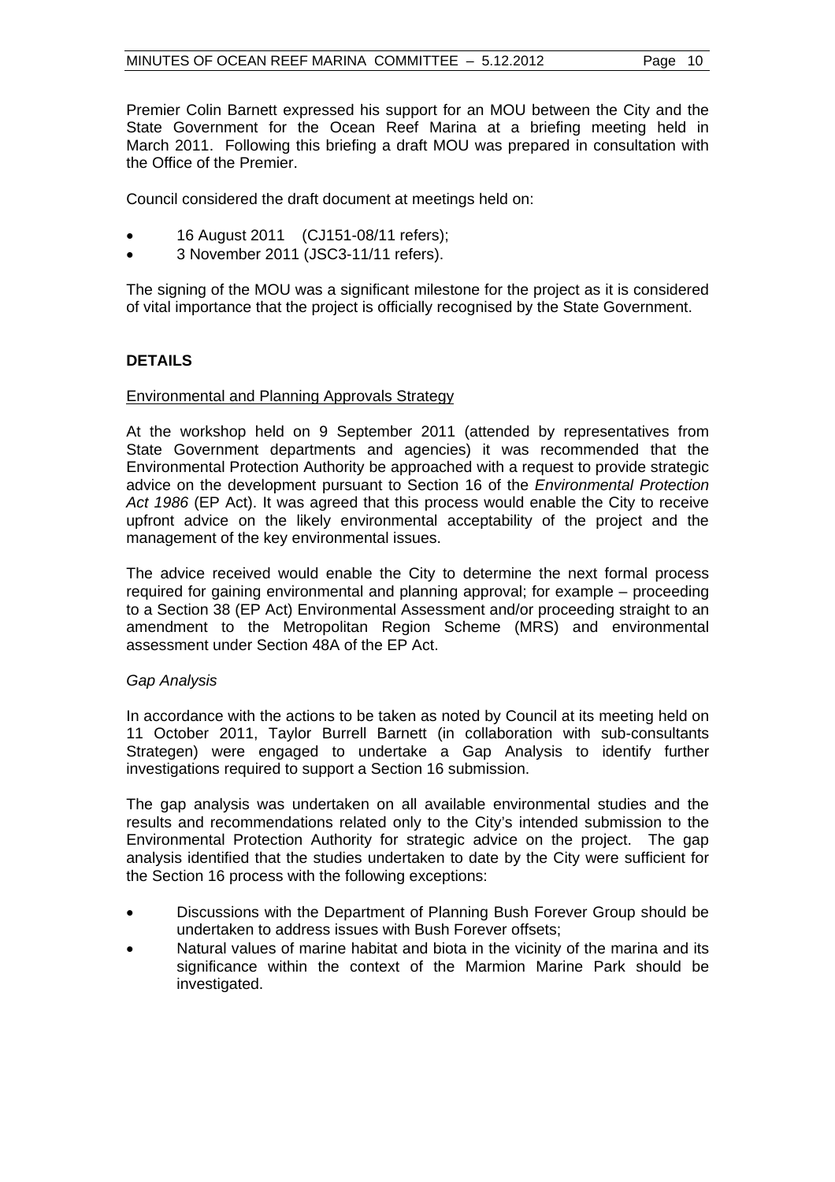Premier Colin Barnett expressed his support for an MOU between the City and the State Government for the Ocean Reef Marina at a briefing meeting held in March 2011. Following this briefing a draft MOU was prepared in consultation with the Office of the Premier.

Council considered the draft document at meetings held on:

- 16 August 2011 (CJ151-08/11 refers);
- 3 November 2011 (JSC3-11/11 refers).

The signing of the MOU was a significant milestone for the project as it is considered of vital importance that the project is officially recognised by the State Government.

## DETAILS

Environmental and Planning Approvals Strategy

At the workshop held on 9 September 2011 (attended by representatives from State Government departments and agencies) it was recommended that the Environmental Protection Authority be approached with a request to provide strategic advice on the development pursuant to Section 16 of the *Environmental Protection Act 1986* (EP Act). It was agreed that this process would enable the City to receive upfront advice on the likely environmental acceptability of the project and the management of the key environmental issues.

The advice received would enable the City to determine the next formal process required for gaining environmental and planning approval; for example – proceeding to a Section 38 (EP Act) Environmental Assessment and/or proceeding straight to an amendment to the Metropolitan Region Scheme (MRS) and environmental assessment under Section 48A of the EP Act.

*Gap Analysis*

In accordance with the actions to be taken as noted by Council at its meeting held on 11 October 2011, Taylor Burrell Barnett (in collaboration with sub-consultants Strategen) were engaged to undertake a Gap Analysis to identify further investigations required to support a Section 16 submission.

The gap analysis was undertaken on all available environmental studies and the results and recommendations related only to the City's intended submission to the Environmental Protection Authority for strategic advice on the project. The gap analysis identified that the studies undertaken to date by the City were sufficient for the Section 16 process with the following exceptions:

- Discussions with the Department of Planning Bush Forever Group should be undertaken to address issues with Bush Forever offsets;
- Natural values of marine habitat and biota in the vicinity of the marina and its significance within the context of the Marmion Marine Park should be investigated.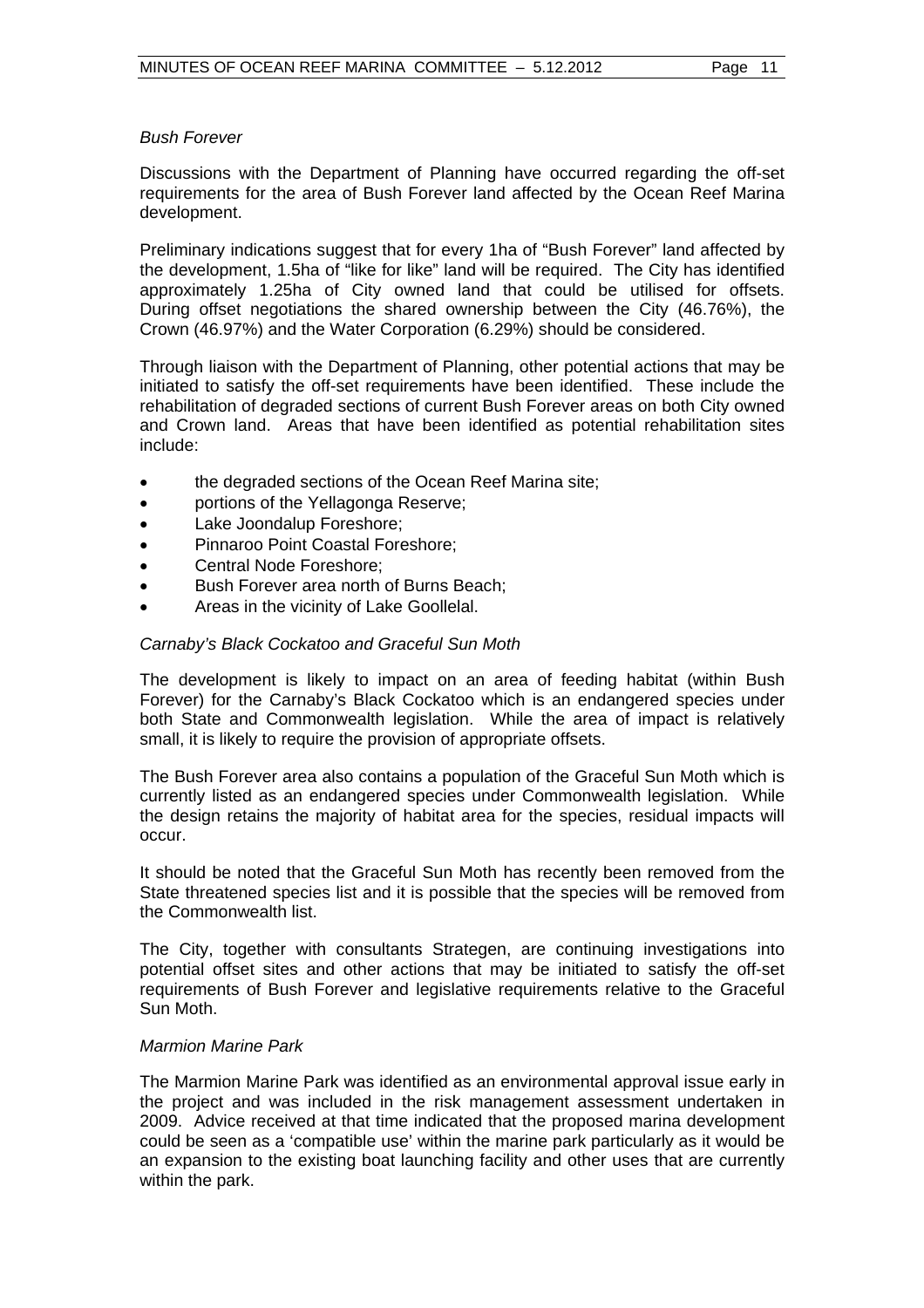*Bush Forever*

Discussions with the Department of Planning have occurred regarding the off-set requirements for the area of Bush Forever land affected by the Ocean Reef Marina development.

Preliminary indications suggest that for every 1ha of "Bush Forever" land affected by the development, 1.5ha of "like for like" land will be required. The City has identified approximately 1.25ha of City owned land that could be utilised for offsets. During offset negotiations the shared ownership between the City (46.76%), the Crown (46.97%) and the Water Corporation (6.29%) should be considered.

Through liaison with the Department of Planning, other potential actions that may be initiated to satisfy the off-set requirements have been identified. These include the rehabilitation of degraded sections of current Bush Forever areas on both City owned and Crown land. Areas that have been identified as potential rehabilitation sites include:

- the degraded sections of the Ocean Reef Marina site;
- portions of the Yellagonga Reserve;
- Lake Joondalup Foreshore;
- Pinnaroo Point Coastal Foreshore;
- Central Node Foreshore;
- Bush Forever area north of Burns Beach;
- Areas in the vicinity of Lake Goollelal.

*Carnaby's Black Cockatoo and Graceful Sun Moth*

The development is likely to impact on an area of feeding habitat (within Bush Forever) for the Carnaby's Black Cockatoo which is an endangered species under both State and Commonwealth legislation. While the area of impact is relatively small, it is likely to require the provision of appropriate offsets.

The Bush Forever area also contains a population of the Graceful Sun Moth which is currently listed as an endangered species under Commonwealth legislation. While the design retains the majority of habitat area for the species, residual impacts will occur.

It should be noted that the Graceful Sun Moth has recently been removed from the State threatened species list and it is possible that the species will be removed from the Commonwealth list.

The City, together with consultants Strategen, are continuing investigations into potential offset sites and other actions that may be initiated to satisfy the off-set requirements of Bush Forever and legislative requirements relative to the Graceful Sun Moth.

*Marmion Marine Park*

The Marmion Marine Park was identified as an environmental approval issue early in the project and was included in the risk management assessment undertaken in 2009. Advice received at that time indicated that the proposed marina development could be seen as a 'compatible use' within the marine park particularly as it would be an expansion to the existing boat launching facility and other uses that are currently within the park.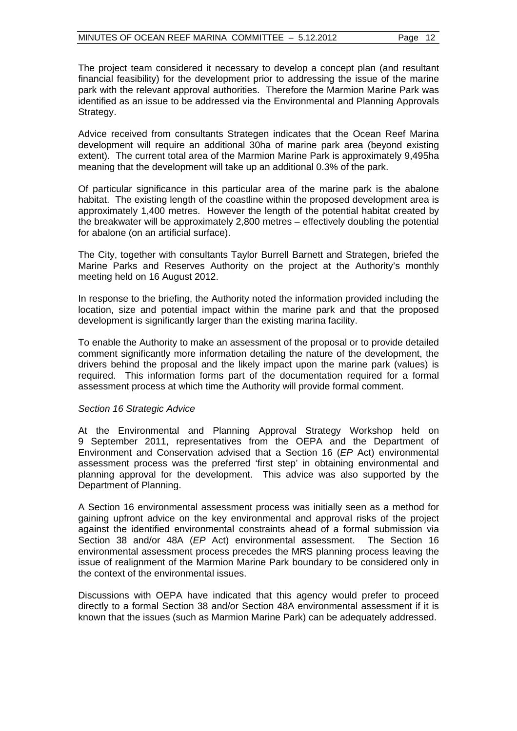The project team considered it necessary to develop a concept plan (and resultant financial feasibility) for the development prior to addressing the issue of the marine park with the relevant approval authorities. Therefore the Marmion Marine Park was identified as an issue to be addressed via the Environmental and Planning Approvals Strategy.

Advice received from consultants Strategen indicates that the Ocean Reef Marina development will require an additional 30ha of marine park area (beyond existing extent). The current total area of the Marmion Marine Park is approximately 9,495ha meaning that the development will take up an additional 0.3% of the park.

Of particular significance in this particular area of the marine park is the abalone habitat. The existing length of the coastline within the proposed development area is approximately 1,400 metres. However the length of the potential habitat created by the breakwater will be approximately 2,800 metres – effectively doubling the potential for abalone (on an artificial surface).

The City, together with consultants Taylor Burrell Barnett and Strategen, briefed the Marine Parks and Reserves Authority on the project at the Authority's monthly meeting held on 16 August 2012.

In response to the briefing, the Authority noted the information provided including the location, size and potential impact within the marine park and that the proposed development is significantly larger than the existing marina facility.

To enable the Authority to make an assessment of the proposal or to provide detailed comment significantly more information detailing the nature of the development, the drivers behind the proposal and the likely impact upon the marine park (values) is required. This information forms part of the documentation required for a formal assessment process at which time the Authority will provide formal comment.

*Section 16 Strategic Advice*

At the Environmental and Planning Approval Strategy Workshop held on 9 September 2011, representatives from the OEPA and the Department of Environment and Conservation advised that a Section 16 (*EP* Act) environmental assessment process was the preferred 'first step' in obtaining environmental and planning approval for the development. This advice was also supported by the Department of Planning.

A Section 16 environmental assessment process was initially seen as a method for gaining upfront advice on the key environmental and approval risks of the project against the identified environmental constraints ahead of a formal submission via Section 38 and/or 48A (*EP* Act) environmental assessment. The Section 16 environmental assessment process precedes the MRS planning process leaving the issue of realignment of the Marmion Marine Park boundary to be considered only in the context of the environmental issues.

Discussions with OEPA have indicated that this agency would prefer to proceed directly to a formal Section 38 and/or Section 48A environmental assessment if it is known that the issues (such as Marmion Marine Park) can be adequately addressed.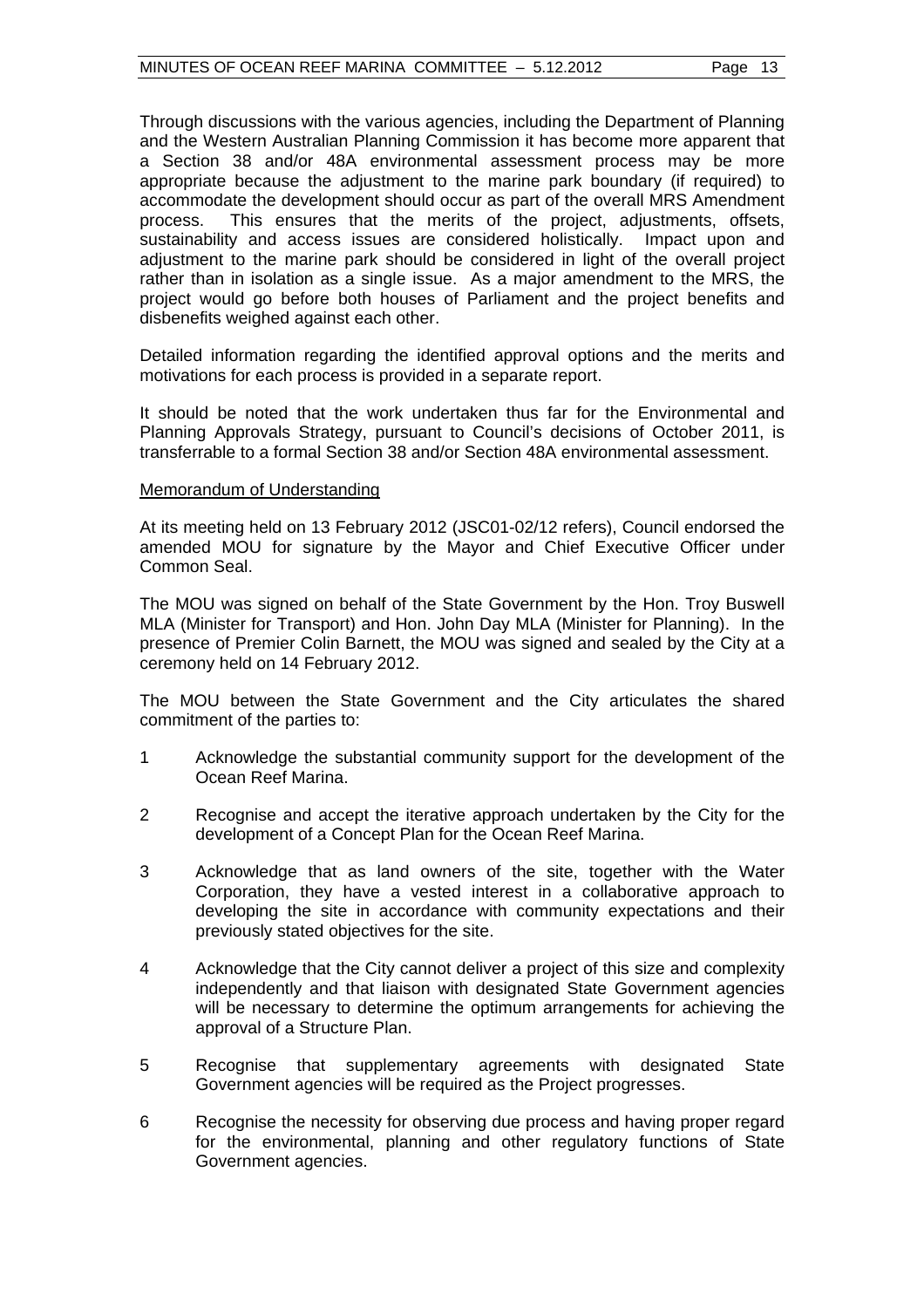Through discussions with the various agencies, including the Department of Planning and the Western Australian Planning Commission it has become more apparent that a Section 38 and/or 48A environmental assessment process may be more appropriate because the adjustment to the marine park boundary (if required) to accommodate the development should occur as part of the overall MRS Amendment process. This ensures that the merits of the project, adjustments, offsets, sustainability and access issues are considered holistically. Impact upon and adjustment to the marine park should be considered in light of the overall project rather than in isolation as a single issue. As a major amendment to the MRS, the project would go before both houses of Parliament and the project benefits and disbenefits weighed against each other.

Detailed information regarding the identified approval options and the merits and motivations for each process is provided in a separate report.

It should be noted that the work undertaken thus far for the Environmental and Planning Approvals Strategy, pursuant to Council's decisions of October 2011, is transferrable to a formal Section 38 and/or Section 48A environmental assessment.

Memorandum of Understanding

At its meeting held on 13 February 2012 (JSC01-02/12 refers), Council endorsed the amended MOU for signature by the Mayor and Chief Executive Officer under Common Seal.

The MOU was signed on behalf of the State Government by the Hon. Troy Buswell MLA (Minister for Transport) and Hon. John Day MLA (Minister for Planning). In the presence of Premier Colin Barnett, the MOU was signed and sealed by the City at a ceremony held on 14 February 2012.

The MOU between the State Government and the City articulates the shared commitment of the parties to:

1 Acknowledge the substantial community support for the development of the Ocean Reef Marina.

2 Recognise and accept the iterative approach undertaken by the City for the development of a Concept Plan for the Ocean Reef Marina.

3 Acknowledge that as land owners of the site, together with the Water Corporation, they have a vested interest in a collaborative approach to developing the site in accordance with community expectations and their previously stated objectives for the site.

4 Acknowledge that the City cannot deliver a project of this size and complexity independently and that liaison with designated State Government agencies will be necessary to determine the optimum arrangements for achieving the approval of a Structure Plan.

5 Recognise that supplementary agreements with designated State Government agencies will be required as the Project progresses.

6 Recognise the necessity for observing due process and having proper regard for the environmental, planning and other regulatory functions of State Government agencies.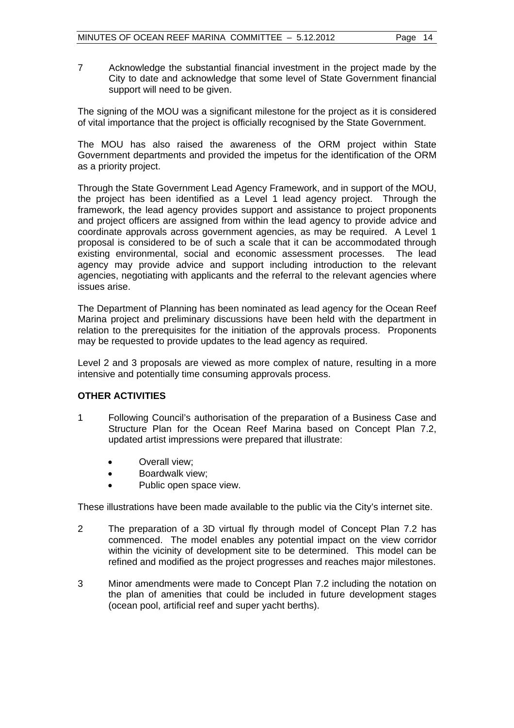7 Acknowledge the substantial financial investment in the project made by the City to date and acknowledge that some level of State Government financial support will need to be given.

The signing of the MOU was a significant milestone for the project as it is considered of vital importance that the project is officially recognised by the State Government.

The MOU has also raised the awareness of the ORM project within State Government departments and provided the impetus for the identification of the ORM as a priority project.

Through the State Government Lead Agency Framework, and in support of the MOU, the project has been identified as a Level 1 lead agency project. Through the framework, the lead agency provides support and assistance to project proponents and project officers are assigned from within the lead agency to provide advice and coordinate approvals across government agencies, as may be required. A Level 1 proposal is considered to be of such a scale that it can be accommodated through existing environmental, social and economic assessment processes. The lead agency may provide advice and support including introduction to the relevant agencies, negotiating with applicants and the referral to the relevant agencies where issues arise.

The Department of Planning has been nominated as lead agency for the Ocean Reef Marina project and preliminary discussions have been held with the department in relation to the prerequisites for the initiation of the approvals process. Proponents may be requested to provide updates to the lead agency as required.

Level 2 and 3 proposals are viewed as more complex of nature, resulting in a more intensive and potentially time consuming approvals process.

**OTHER ACTIVITIES**

1 Following Council's authorisation of the preparation of a Business Case and Structure Plan for the Ocean Reef Marina based on Concept Plan 7.2, updated artist impressions were prepared that illustrate:

- Overall view;
- Boardwalk view;
- Public open space view.

These illustrations have been made available to the public via the City's internet site.

2 The preparation of a 3D virtual fly through model of Concept Plan 7.2 has commenced. The model enables any potential impact on the view corridor within the vicinity of development site to be determined. This model can be refined and modified as the project progresses and reaches major milestones.

3 Minor amendments were made to Concept Plan 7.2 including the notation on the plan of amenities that could be included in future development stages (ocean pool, artificial reef and super yacht berths).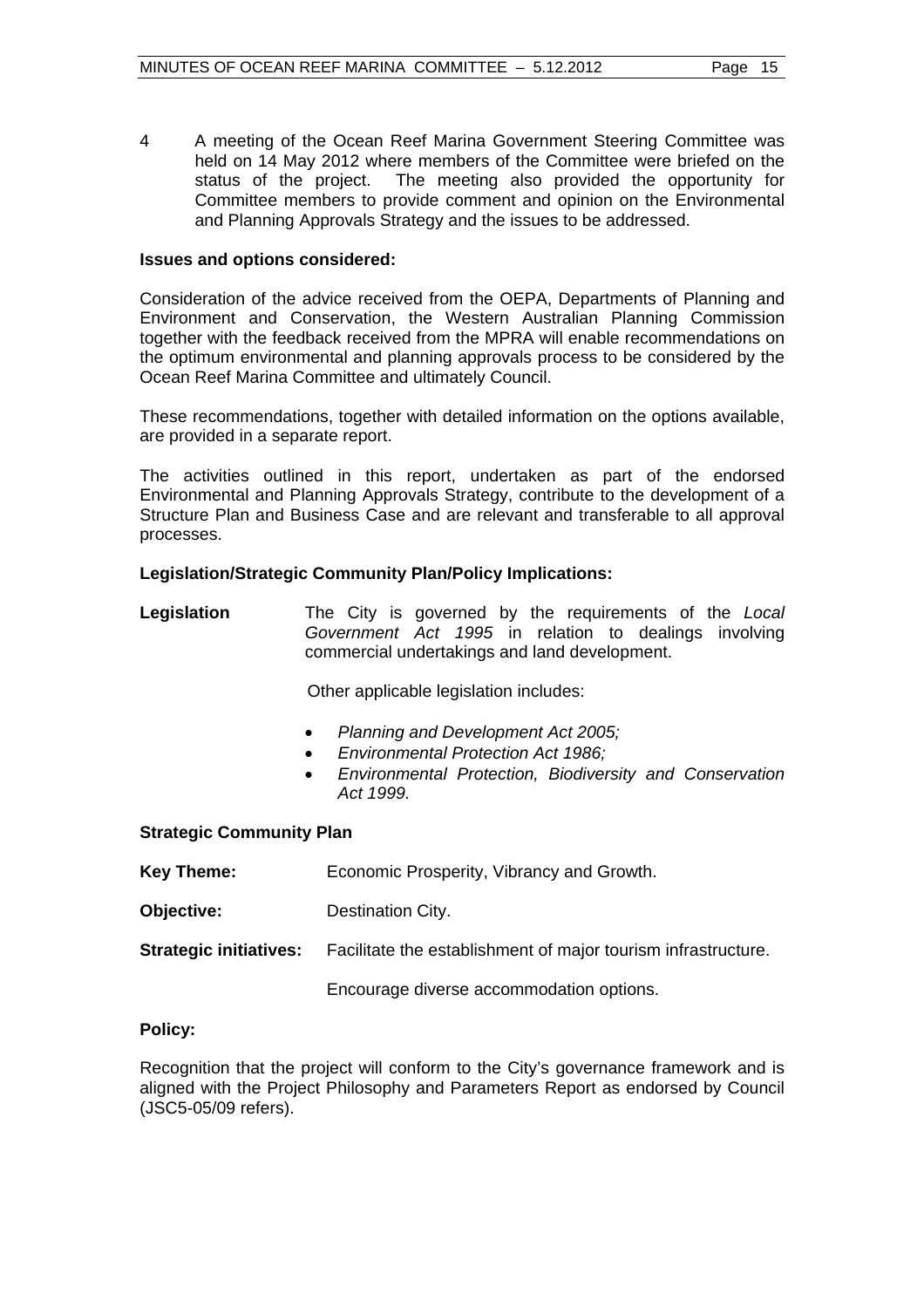4 A meeting of the Ocean Reef Marina Government Steering Committee was held on 14 May 2012 where members of the Committee were briefed on the status of the project. The meeting also provided the opportunity for Committee members to provide comment and opinion on the Environmental and Planning Approvals Strategy and the issues to be addressed.

**Issues and options considered:**

Consideration of the advice received from the OEPA, Departments of Planning and Environment and Conservation, the Western Australian Planning Commission together with the feedback received from the MPRA will enable recommendations on the optimum environmental and planning approvals process to be considered by the Ocean Reef Marina Committee and ultimately Council.

These recommendations, together with detailed information on the options available, are provided in a separate report.

The activities outlined in this report, undertaken as part of the endorsed Environmental and Planning Approvals Strategy, contribute to the development of a Structure Plan and Business Case and are relevant and transferable to all approval processes.

**Legislation/Strategic Community Plan/Policy Implications:**

**Legislation** The City is governed by the requirements of the *Local Government Act 1995* in relation to dealings involving commercial undertakings and land development.

Other applicable legislation includes:

- *Planning and Development Act 2005;*
- *Environmental Protection Act 1986;*
- *Environmental Protection, Biodiversity and Conservation Act 1999.*

**Strategic Community Plan**

**Key Theme:** Economic Prosperity, Vibrancy and Growth.

**Objective:** Destination City.

**Strategic initiatives:** Facilitate the establishment of major tourism infrastructure.

Encourage diverse accommodation options.

**Policy:**

Recognition that the project will conform to the City's governance framework and is aligned with the Project Philosophy and Parameters Report as endorsed by Council (JSC5-05/09 refers).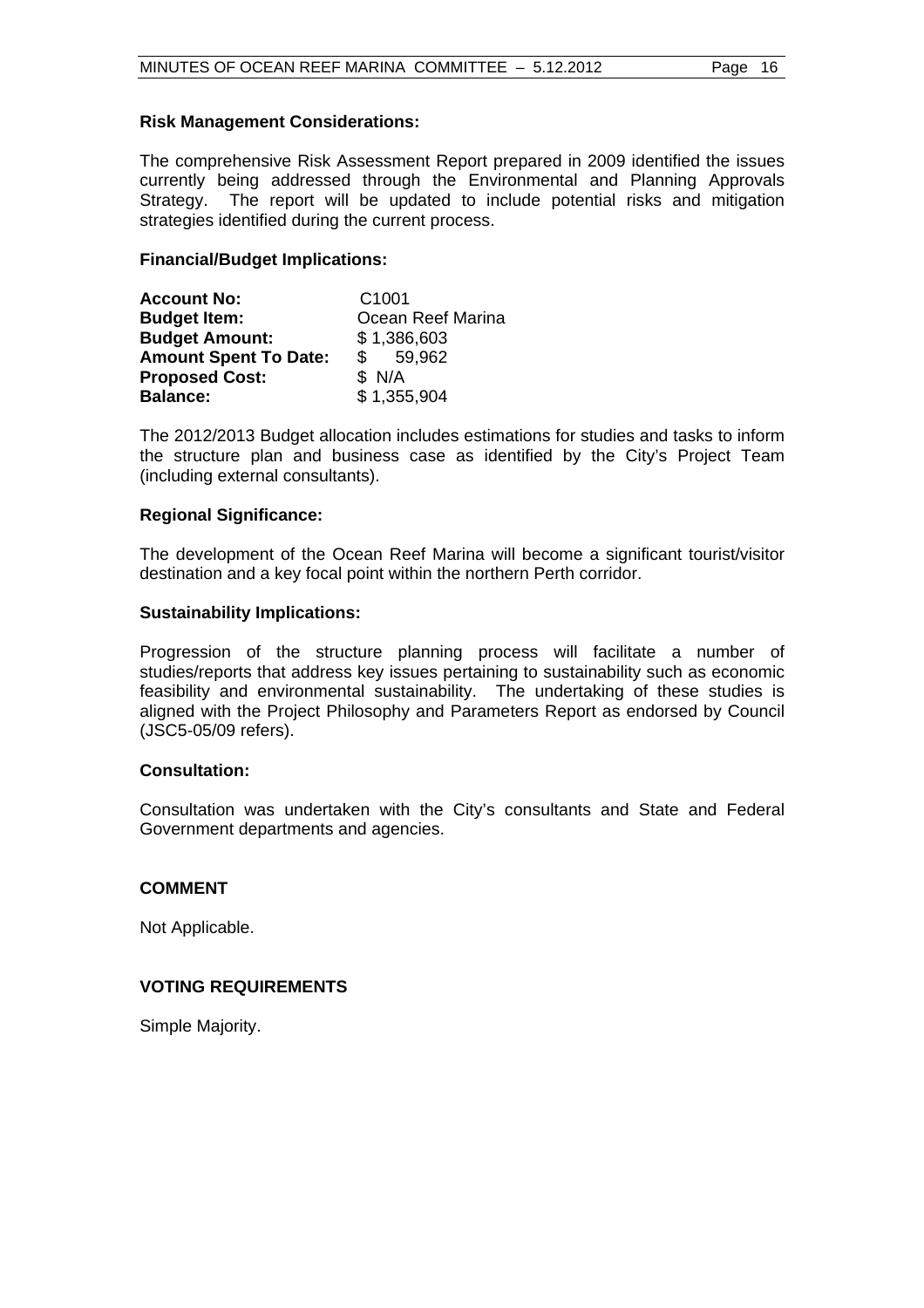**Risk Management Considerations:**

The comprehensive Risk Assessment Report prepared in 2009 identified the issues currently being addressed through the Environmental and Planning Approvals Strategy. The report will be updated to include potential risks and mitigation strategies identified during the current process.

**Financial/Budget Implications:**

| | |
|---|---|
| **Account No:** | C1001 |
| **Budget Item:** | Ocean Reef Marina |
| **Budget Amount:** | $ 1,386,603 |
| **Amount Spent To Date:** | $ 59,962 |
| **Proposed Cost:** | $ N/A |
| **Balance:** | $ 1,355,904 |

The 2012/2013 Budget allocation includes estimations for studies and tasks to inform the structure plan and business case as identified by the City's Project Team (including external consultants).

**Regional Significance:**

The development of the Ocean Reef Marina will become a significant tourist/visitor destination and a key focal point within the northern Perth corridor.

**Sustainability Implications:**

Progression of the structure planning process will facilitate a number of studies/reports that address key issues pertaining to sustainability such as economic feasibility and environmental sustainability. The undertaking of these studies is aligned with the Project Philosophy and Parameters Report as endorsed by Council (JSC5-05/09 refers).

**Consultation:**

Consultation was undertaken with the City's consultants and State and Federal Government departments and agencies.

## COMMENT

Not Applicable.

## VOTING REQUIREMENTS

Simple Majority.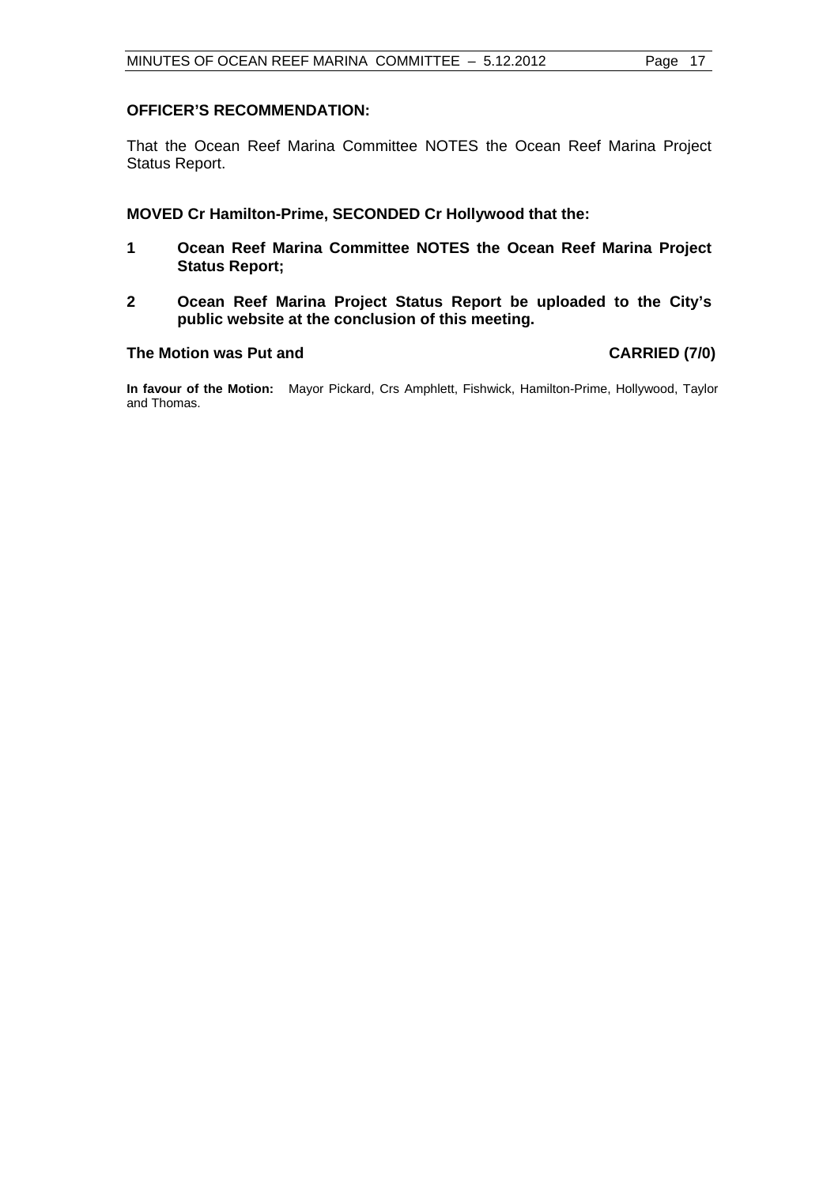**OFFICER'S RECOMMENDATION:**

That the Ocean Reef Marina Committee NOTES the Ocean Reef Marina Project Status Report.

**MOVED Cr Hamilton-Prime, SECONDED Cr Hollywood that the:**

1. **Ocean Reef Marina Committee NOTES the Ocean Reef Marina Project Status Report;**
2. **Ocean Reef Marina Project Status Report be uploaded to the City's public website at the conclusion of this meeting.**

**The Motion was Put and CARRIED (7/0)**

**In favour of the Motion:** Mayor Pickard, Crs Amphlett, Fishwick, Hamilton-Prime, Hollywood, Taylor and Thomas.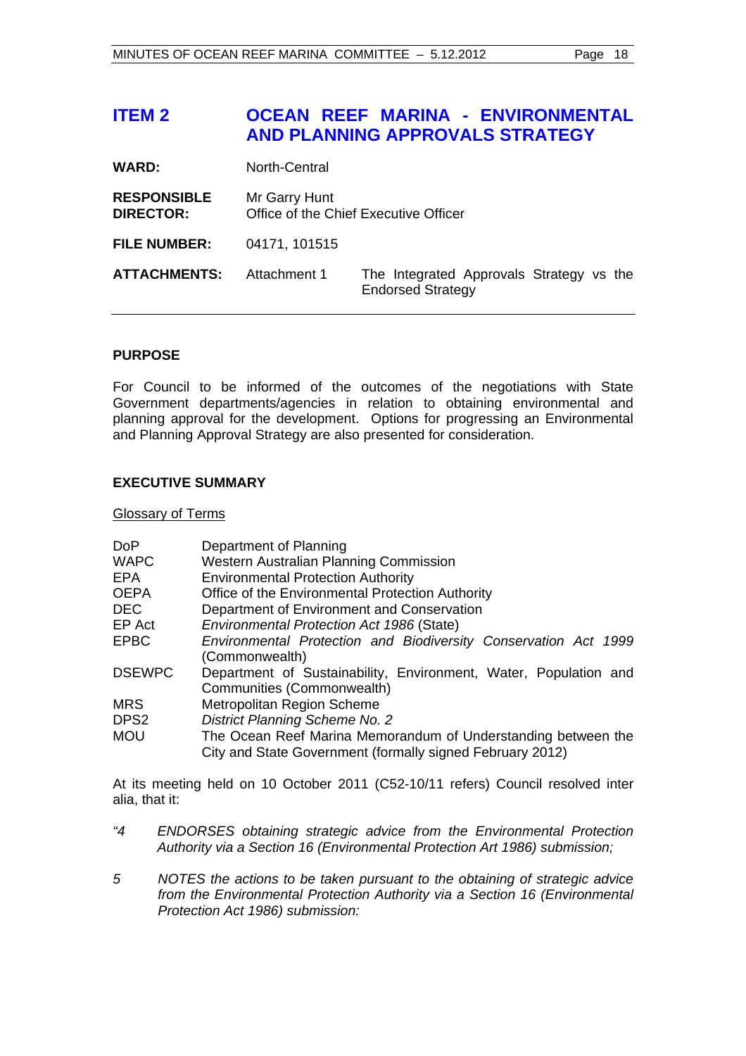# ITEM 2 OCEAN REEF MARINA - ENVIRONMENTAL AND PLANNING APPROVALS STRATEGY

| | | |
|---|---|---|
| **WARD:** | North-Central | |
| **RESPONSIBLE DIRECTOR:** | Mr Garry Hunt<br>Office of the Chief Executive Officer | |
| **FILE NUMBER:** | 04171, 101515 | |
| **ATTACHMENTS:** | Attachment 1 | The Integrated Approvals Strategy vs the Endorsed Strategy |

## PURPOSE

For Council to be informed of the outcomes of the negotiations with State Government departments/agencies in relation to obtaining environmental and planning approval for the development. Options for progressing an Environmental and Planning Approval Strategy are also presented for consideration.

## EXECUTIVE SUMMARY

Glossary of Terms

| | |
|---|---|
| DoP | Department of Planning |
| WAPC | Western Australian Planning Commission |
| EPA | Environmental Protection Authority |
| OEPA | Office of the Environmental Protection Authority |
| DEC | Department of Environment and Conservation |
| EP Act | *Environmental Protection Act 1986* (State) |
| EPBC | *Environmental Protection and Biodiversity Conservation Act 1999* (Commonwealth) |
| DSEWPC | Department of Sustainability, Environment, Water, Population and Communities (Commonwealth) |
| MRS | Metropolitan Region Scheme |
| DPS2 | *District Planning Scheme No. 2* |
| MOU | The Ocean Reef Marina Memorandum of Understanding between the City and State Government (formally signed February 2012) |

At its meeting held on 10 October 2011 (C52-10/11 refers) Council resolved inter alia, that it:

*"4 ENDORSES obtaining strategic advice from the Environmental Protection Authority via a Section 16 (Environmental Protection Art 1986) submission;*

*5 NOTES the actions to be taken pursuant to the obtaining of strategic advice from the Environmental Protection Authority via a Section 16 (Environmental Protection Act 1986) submission:*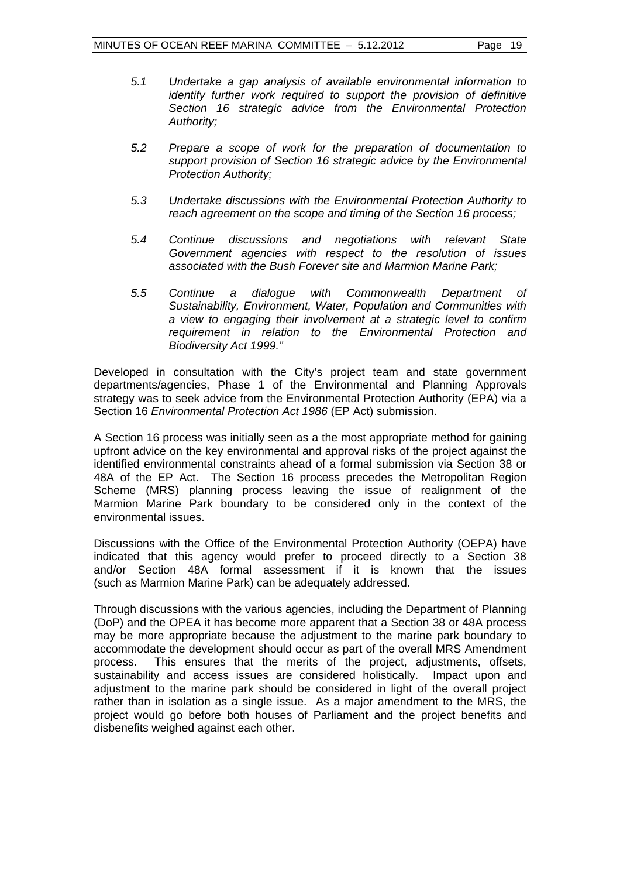*5.1 Undertake a gap analysis of available environmental information to identify further work required to support the provision of definitive Section 16 strategic advice from the Environmental Protection Authority;*

*5.2 Prepare a scope of work for the preparation of documentation to support provision of Section 16 strategic advice by the Environmental Protection Authority;*

*5.3 Undertake discussions with the Environmental Protection Authority to reach agreement on the scope and timing of the Section 16 process;*

*5.4 Continue discussions and negotiations with relevant State Government agencies with respect to the resolution of issues associated with the Bush Forever site and Marmion Marine Park;*

*5.5 Continue a dialogue with Commonwealth Department of Sustainability, Environment, Water, Population and Communities with a view to engaging their involvement at a strategic level to confirm requirement in relation to the Environmental Protection and Biodiversity Act 1999."*

Developed in consultation with the City's project team and state government departments/agencies, Phase 1 of the Environmental and Planning Approvals strategy was to seek advice from the Environmental Protection Authority (EPA) via a Section 16 *Environmental Protection Act 1986* (EP Act) submission.

A Section 16 process was initially seen as a the most appropriate method for gaining upfront advice on the key environmental and approval risks of the project against the identified environmental constraints ahead of a formal submission via Section 38 or 48A of the EP Act. The Section 16 process precedes the Metropolitan Region Scheme (MRS) planning process leaving the issue of realignment of the Marmion Marine Park boundary to be considered only in the context of the environmental issues.

Discussions with the Office of the Environmental Protection Authority (OEPA) have indicated that this agency would prefer to proceed directly to a Section 38 and/or Section 48A formal assessment if it is known that the issues (such as Marmion Marine Park) can be adequately addressed.

Through discussions with the various agencies, including the Department of Planning (DoP) and the OPEA it has become more apparent that a Section 38 or 48A process may be more appropriate because the adjustment to the marine park boundary to accommodate the development should occur as part of the overall MRS Amendment process. This ensures that the merits of the project, adjustments, offsets, sustainability and access issues are considered holistically. Impact upon and adjustment to the marine park should be considered in light of the overall project rather than in isolation as a single issue. As a major amendment to the MRS, the project would go before both houses of Parliament and the project benefits and disbenefits weighed against each other.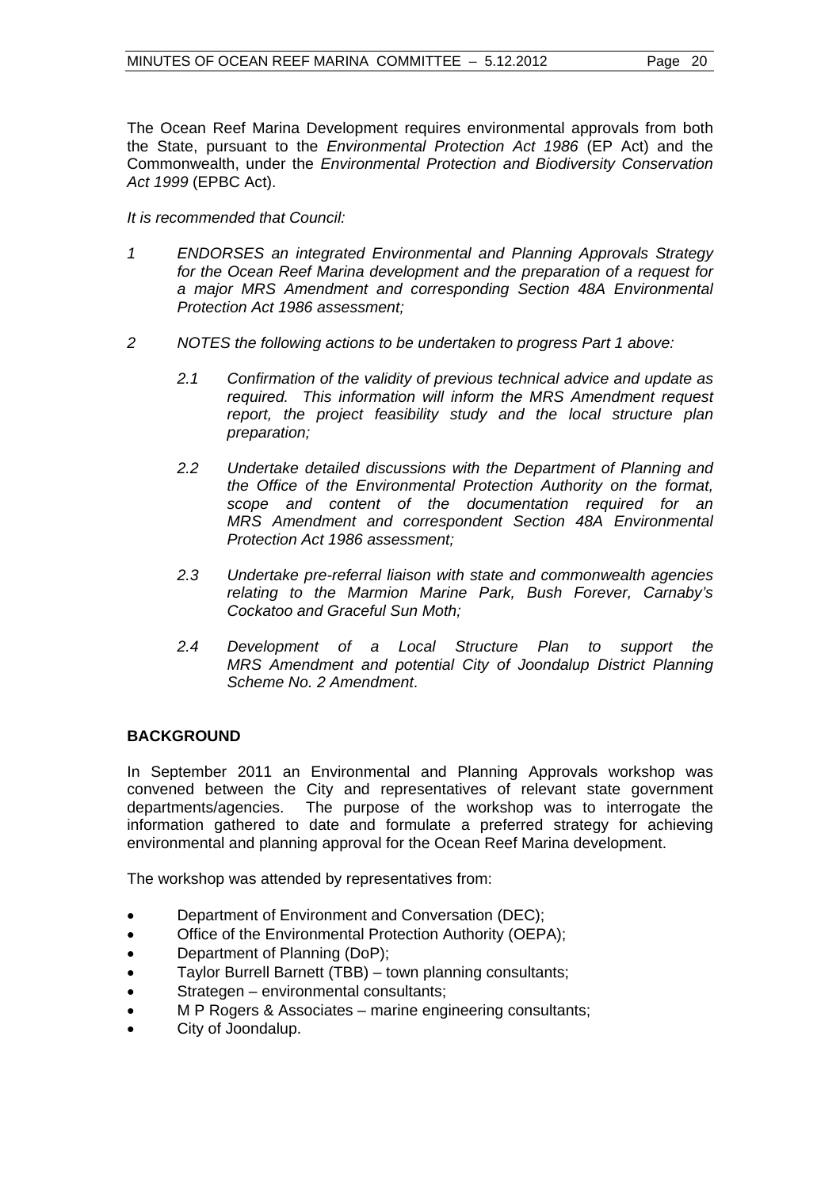The Ocean Reef Marina Development requires environmental approvals from both the State, pursuant to the *Environmental Protection Act 1986* (EP Act) and the Commonwealth, under the *Environmental Protection and Biodiversity Conservation Act 1999* (EPBC Act).

*It is recommended that Council:*

*1 ENDORSES an integrated Environmental and Planning Approvals Strategy for the Ocean Reef Marina development and the preparation of a request for a major MRS Amendment and corresponding Section 48A Environmental Protection Act 1986 assessment;*

*2 NOTES the following actions to be undertaken to progress Part 1 above:*

*2.1 Confirmation of the validity of previous technical advice and update as required. This information will inform the MRS Amendment request report, the project feasibility study and the local structure plan preparation;*

*2.2 Undertake detailed discussions with the Department of Planning and the Office of the Environmental Protection Authority on the format, scope and content of the documentation required for an MRS Amendment and correspondent Section 48A Environmental Protection Act 1986 assessment;*

*2.3 Undertake pre-referral liaison with state and commonwealth agencies relating to the Marmion Marine Park, Bush Forever, Carnaby's Cockatoo and Graceful Sun Moth;*

*2.4 Development of a Local Structure Plan to support the MRS Amendment and potential City of Joondalup District Planning Scheme No. 2 Amendment.*

## BACKGROUND

In September 2011 an Environmental and Planning Approvals workshop was convened between the City and representatives of relevant state government departments/agencies. The purpose of the workshop was to interrogate the information gathered to date and formulate a preferred strategy for achieving environmental and planning approval for the Ocean Reef Marina development.

The workshop was attended by representatives from:

- Department of Environment and Conversation (DEC);
- Office of the Environmental Protection Authority (OEPA);
- Department of Planning (DoP);
- Taylor Burrell Barnett (TBB) – town planning consultants;
- Strategen – environmental consultants;
- M P Rogers & Associates – marine engineering consultants;
- City of Joondalup.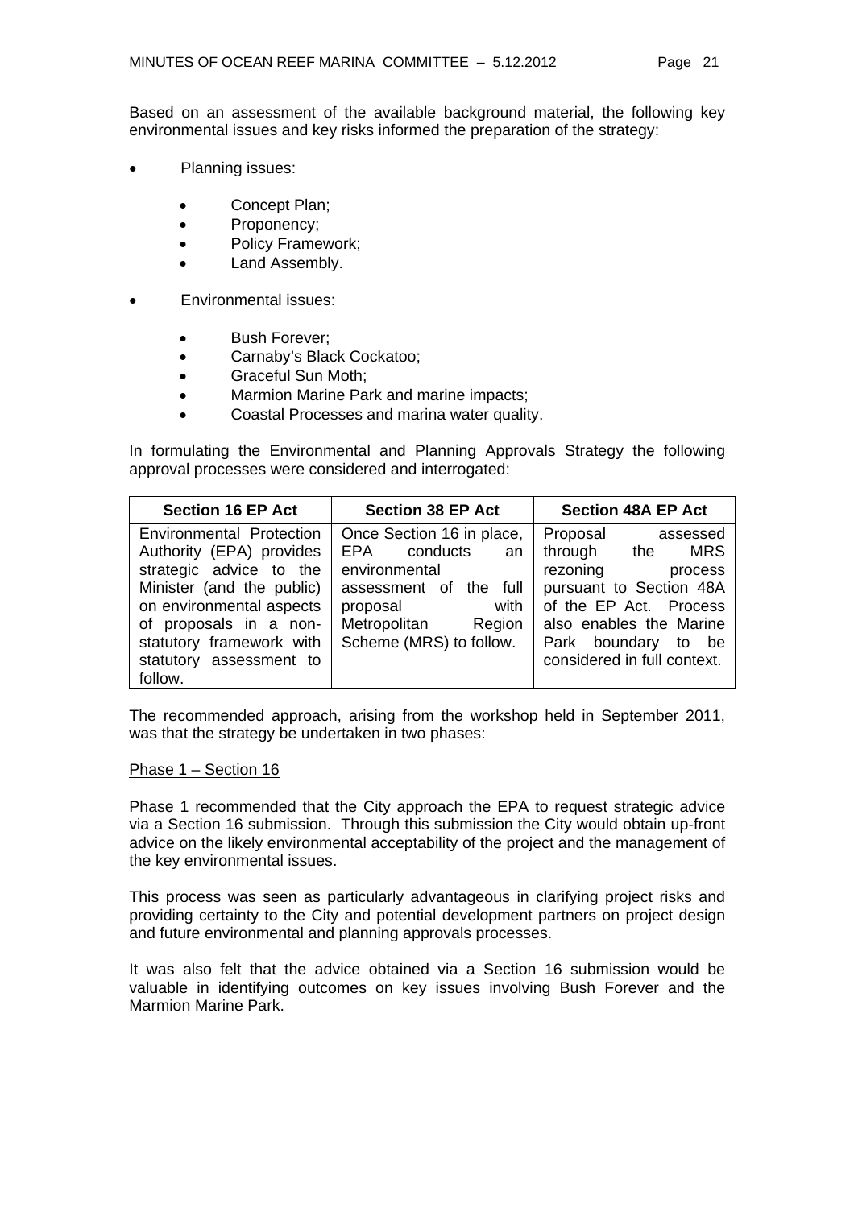Based on an assessment of the available background material, the following key environmental issues and key risks informed the preparation of the strategy:

- Planning issues:
    - Concept Plan;
    - Proponency;
    - Policy Framework;
    - Land Assembly.

- Environmental issues:
    - Bush Forever;
    - Carnaby's Black Cockatoo;
    - Graceful Sun Moth;
    - Marmion Marine Park and marine impacts;
    - Coastal Processes and marina water quality.

In formulating the Environmental and Planning Approvals Strategy the following approval processes were considered and interrogated:

| Section 16 EP Act | Section 38 EP Act | Section 48A EP Act |
|---|---|---|
| Environmental Protection Authority (EPA) provides strategic advice to the Minister (and the public) on environmental aspects of proposals in a non-statutory framework with statutory assessment to follow. | Once Section 16 in place, EPA conducts an environmental assessment of the full proposal with Metropolitan Region Scheme (MRS) to follow. | Proposal assessed through the MRS rezoning process pursuant to Section 48A of the EP Act. Process also enables the Marine Park boundary to be considered in full context. |

The recommended approach, arising from the workshop held in September 2011, was that the strategy be undertaken in two phases:

<u>Phase 1 – Section 16</u>

Phase 1 recommended that the City approach the EPA to request strategic advice via a Section 16 submission. Through this submission the City would obtain up-front advice on the likely environmental acceptability of the project and the management of the key environmental issues.

This process was seen as particularly advantageous in clarifying project risks and providing certainty to the City and potential development partners on project design and future environmental and planning approvals processes.

It was also felt that the advice obtained via a Section 16 submission would be valuable in identifying outcomes on key issues involving Bush Forever and the Marmion Marine Park.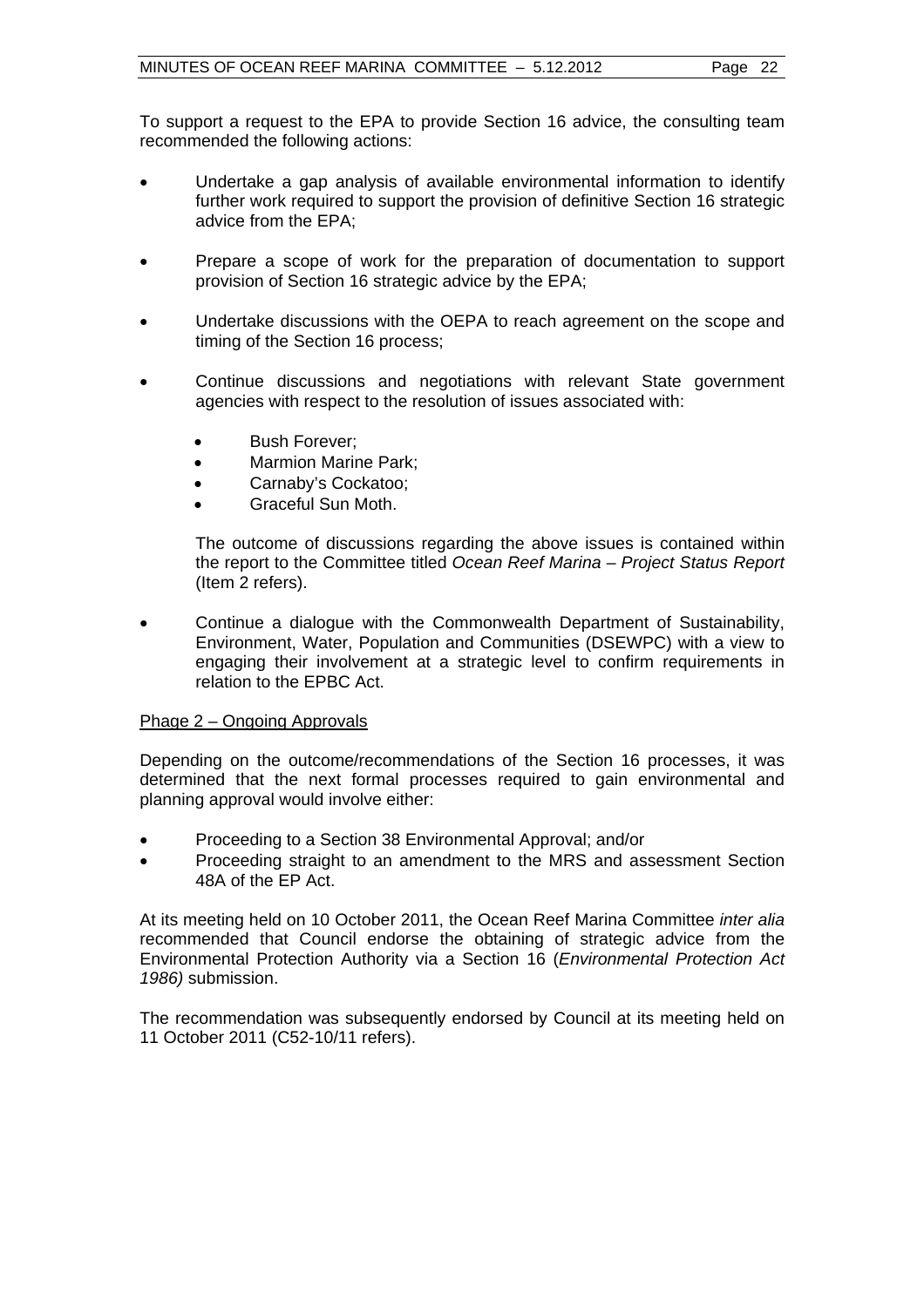To support a request to the EPA to provide Section 16 advice, the consulting team recommended the following actions:

- Undertake a gap analysis of available environmental information to identify further work required to support the provision of definitive Section 16 strategic advice from the EPA;
- Prepare a scope of work for the preparation of documentation to support provision of Section 16 strategic advice by the EPA;
- Undertake discussions with the OEPA to reach agreement on the scope and timing of the Section 16 process;
- Continue discussions and negotiations with relevant State government agencies with respect to the resolution of issues associated with:
  - Bush Forever;
  - Marmion Marine Park;
  - Carnaby's Cockatoo;
  - Graceful Sun Moth.

  The outcome of discussions regarding the above issues is contained within the report to the Committee titled *Ocean Reef Marina – Project Status Report* (Item 2 refers).
- Continue a dialogue with the Commonwealth Department of Sustainability, Environment, Water, Population and Communities (DSEWPC) with a view to engaging their involvement at a strategic level to confirm requirements in relation to the EPBC Act.

<u>Phage 2 – Ongoing Approvals</u>

Depending on the outcome/recommendations of the Section 16 processes, it was determined that the next formal processes required to gain environmental and planning approval would involve either:

- Proceeding to a Section 38 Environmental Approval; and/or
- Proceeding straight to an amendment to the MRS and assessment Section 48A of the EP Act.

At its meeting held on 10 October 2011, the Ocean Reef Marina Committee *inter alia* recommended that Council endorse the obtaining of strategic advice from the Environmental Protection Authority via a Section 16 (*Environmental Protection Act 1986)* submission.

The recommendation was subsequently endorsed by Council at its meeting held on 11 October 2011 (C52-10/11 refers).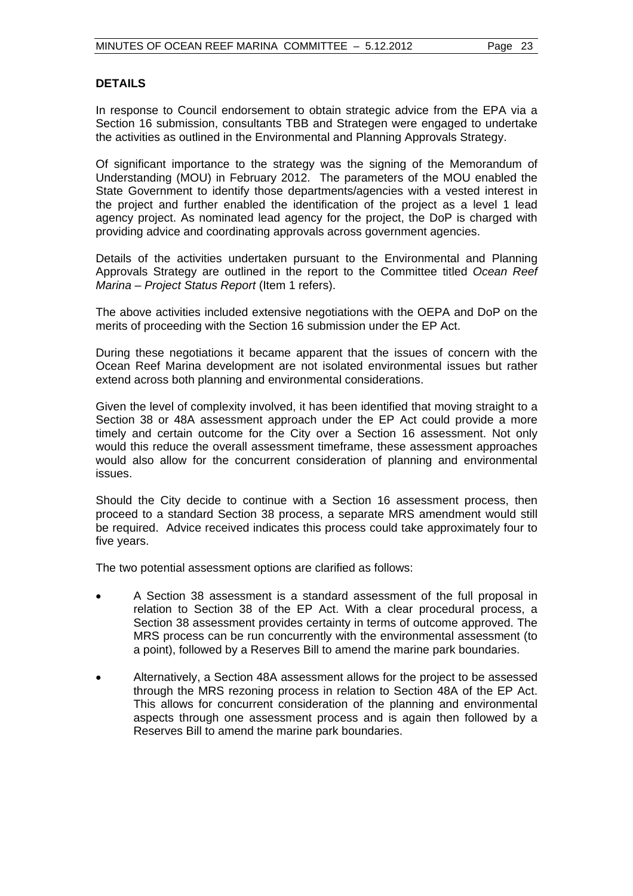## DETAILS

In response to Council endorsement to obtain strategic advice from the EPA via a Section 16 submission, consultants TBB and Strategen were engaged to undertake the activities as outlined in the Environmental and Planning Approvals Strategy.

Of significant importance to the strategy was the signing of the Memorandum of Understanding (MOU) in February 2012. The parameters of the MOU enabled the State Government to identify those departments/agencies with a vested interest in the project and further enabled the identification of the project as a level 1 lead agency project. As nominated lead agency for the project, the DoP is charged with providing advice and coordinating approvals across government agencies.

Details of the activities undertaken pursuant to the Environmental and Planning Approvals Strategy are outlined in the report to the Committee titled *Ocean Reef Marina – Project Status Report* (Item 1 refers).

The above activities included extensive negotiations with the OEPA and DoP on the merits of proceeding with the Section 16 submission under the EP Act.

During these negotiations it became apparent that the issues of concern with the Ocean Reef Marina development are not isolated environmental issues but rather extend across both planning and environmental considerations.

Given the level of complexity involved, it has been identified that moving straight to a Section 38 or 48A assessment approach under the EP Act could provide a more timely and certain outcome for the City over a Section 16 assessment. Not only would this reduce the overall assessment timeframe, these assessment approaches would also allow for the concurrent consideration of planning and environmental issues.

Should the City decide to continue with a Section 16 assessment process, then proceed to a standard Section 38 process, a separate MRS amendment would still be required. Advice received indicates this process could take approximately four to five years.

The two potential assessment options are clarified as follows:

- A Section 38 assessment is a standard assessment of the full proposal in relation to Section 38 of the EP Act. With a clear procedural process, a Section 38 assessment provides certainty in terms of outcome approved. The MRS process can be run concurrently with the environmental assessment (to a point), followed by a Reserves Bill to amend the marine park boundaries.
- Alternatively, a Section 48A assessment allows for the project to be assessed through the MRS rezoning process in relation to Section 48A of the EP Act. This allows for concurrent consideration of the planning and environmental aspects through one assessment process and is again then followed by a Reserves Bill to amend the marine park boundaries.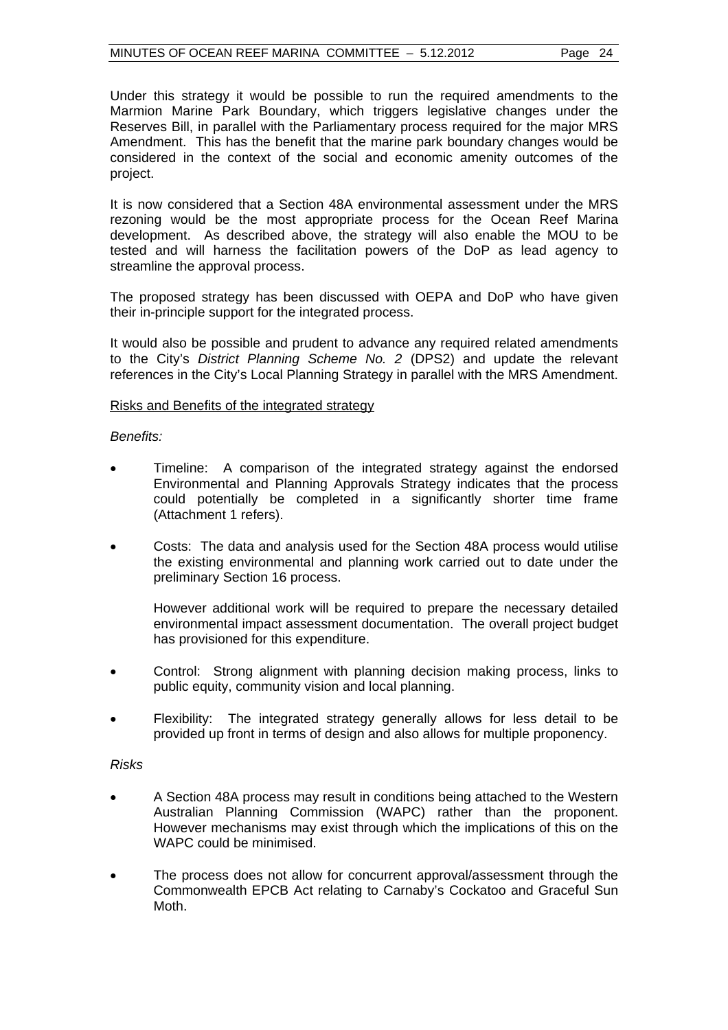Under this strategy it would be possible to run the required amendments to the Marmion Marine Park Boundary, which triggers legislative changes under the Reserves Bill, in parallel with the Parliamentary process required for the major MRS Amendment. This has the benefit that the marine park boundary changes would be considered in the context of the social and economic amenity outcomes of the project.

It is now considered that a Section 48A environmental assessment under the MRS rezoning would be the most appropriate process for the Ocean Reef Marina development. As described above, the strategy will also enable the MOU to be tested and will harness the facilitation powers of the DoP as lead agency to streamline the approval process.

The proposed strategy has been discussed with OEPA and DoP who have given their in-principle support for the integrated process.

It would also be possible and prudent to advance any required related amendments to the City's *District Planning Scheme No. 2* (DPS2) and update the relevant references in the City's Local Planning Strategy in parallel with the MRS Amendment.

<u>Risks and Benefits of the integrated strategy</u>

*Benefits:*

- Timeline: A comparison of the integrated strategy against the endorsed Environmental and Planning Approvals Strategy indicates that the process could potentially be completed in a significantly shorter time frame (Attachment 1 refers).

- Costs: The data and analysis used for the Section 48A process would utilise the existing environmental and planning work carried out to date under the preliminary Section 16 process.

  However additional work will be required to prepare the necessary detailed environmental impact assessment documentation. The overall project budget has provisioned for this expenditure.

- Control: Strong alignment with planning decision making process, links to public equity, community vision and local planning.

- Flexibility: The integrated strategy generally allows for less detail to be provided up front in terms of design and also allows for multiple proponency.

*Risks*

- A Section 48A process may result in conditions being attached to the Western Australian Planning Commission (WAPC) rather than the proponent. However mechanisms may exist through which the implications of this on the WAPC could be minimised.

- The process does not allow for concurrent approval/assessment through the Commonwealth EPCB Act relating to Carnaby's Cockatoo and Graceful Sun Moth.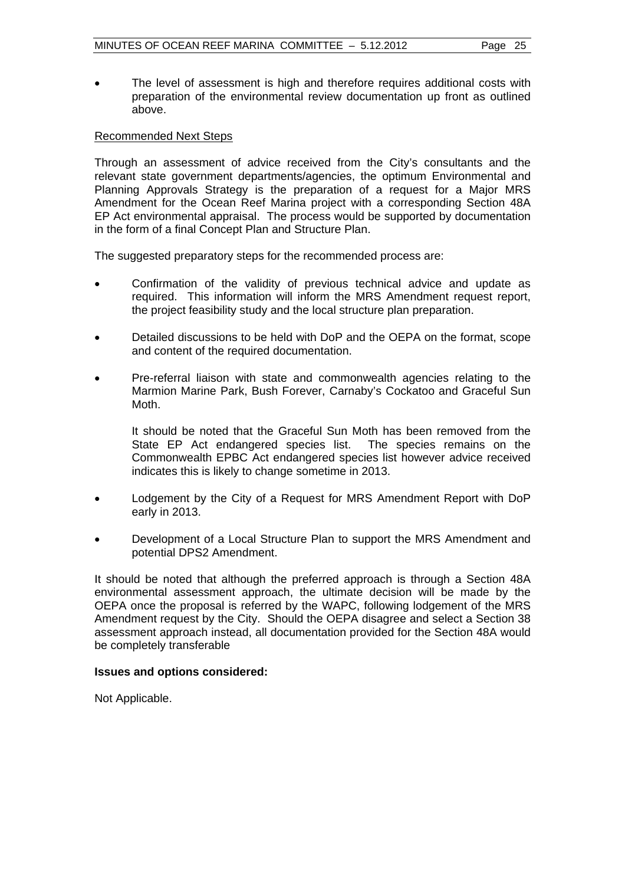- The level of assessment is high and therefore requires additional costs with preparation of the environmental review documentation up front as outlined above.

Recommended Next Steps

Through an assessment of advice received from the City's consultants and the relevant state government departments/agencies, the optimum Environmental and Planning Approvals Strategy is the preparation of a request for a Major MRS Amendment for the Ocean Reef Marina project with a corresponding Section 48A EP Act environmental appraisal. The process would be supported by documentation in the form of a final Concept Plan and Structure Plan.

The suggested preparatory steps for the recommended process are:

- Confirmation of the validity of previous technical advice and update as required. This information will inform the MRS Amendment request report, the project feasibility study and the local structure plan preparation.
- Detailed discussions to be held with DoP and the OEPA on the format, scope and content of the required documentation.
- Pre-referral liaison with state and commonwealth agencies relating to the Marmion Marine Park, Bush Forever, Carnaby's Cockatoo and Graceful Sun Moth.

  It should be noted that the Graceful Sun Moth has been removed from the State EP Act endangered species list. The species remains on the Commonwealth EPBC Act endangered species list however advice received indicates this is likely to change sometime in 2013.

- Lodgement by the City of a Request for MRS Amendment Report with DoP early in 2013.
- Development of a Local Structure Plan to support the MRS Amendment and potential DPS2 Amendment.

It should be noted that although the preferred approach is through a Section 48A environmental assessment approach, the ultimate decision will be made by the OEPA once the proposal is referred by the WAPC, following lodgement of the MRS Amendment request by the City. Should the OEPA disagree and select a Section 38 assessment approach instead, all documentation provided for the Section 48A would be completely transferable

**Issues and options considered:**

Not Applicable.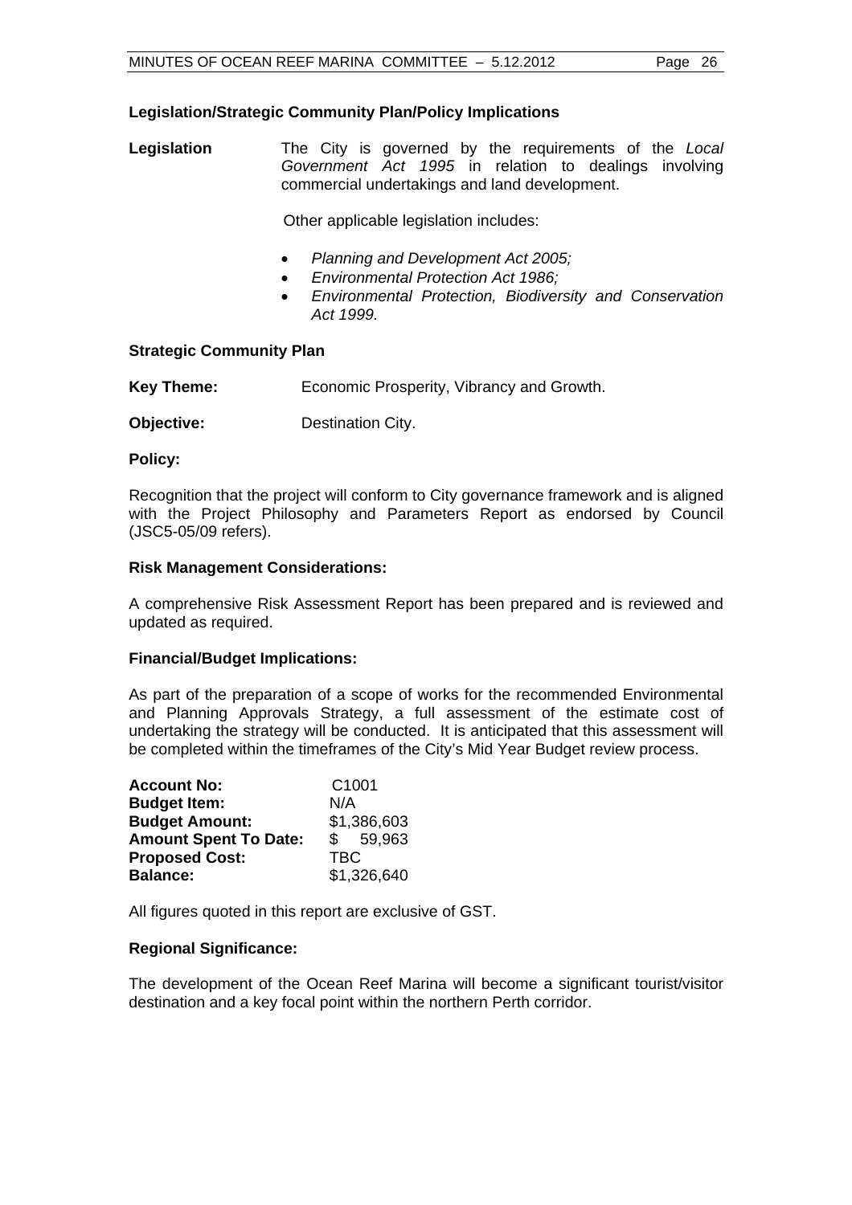### Legislation/Strategic Community Plan/Policy Implications

**Legislation** The City is governed by the requirements of the *Local Government Act 1995* in relation to dealings involving commercial undertakings and land development.

Other applicable legislation includes:

- *Planning and Development Act 2005;*
- *Environmental Protection Act 1986;*
- *Environmental Protection, Biodiversity and Conservation Act 1999.*

### Strategic Community Plan

**Key Theme:** Economic Prosperity, Vibrancy and Growth.

**Objective:** Destination City.

### Policy:

Recognition that the project will conform to City governance framework and is aligned with the Project Philosophy and Parameters Report as endorsed by Council (JSC5-05/09 refers).

### Risk Management Considerations:

A comprehensive Risk Assessment Report has been prepared and is reviewed and updated as required.

### Financial/Budget Implications:

As part of the preparation of a scope of works for the recommended Environmental and Planning Approvals Strategy, a full assessment of the estimate cost of undertaking the strategy will be conducted. It is anticipated that this assessment will be completed within the timeframes of the City's Mid Year Budget review process.

| | |
|---|---|
| **Account No:** | C1001 |
| **Budget Item:** | N/A |
| **Budget Amount:** | \$1,386,603 |
| **Amount Spent To Date:** | \$ 59,963 |
| **Proposed Cost:** | TBC |
| **Balance:** | \$1,326,640 |

All figures quoted in this report are exclusive of GST.

### Regional Significance:

The development of the Ocean Reef Marina will become a significant tourist/visitor destination and a key focal point within the northern Perth corridor.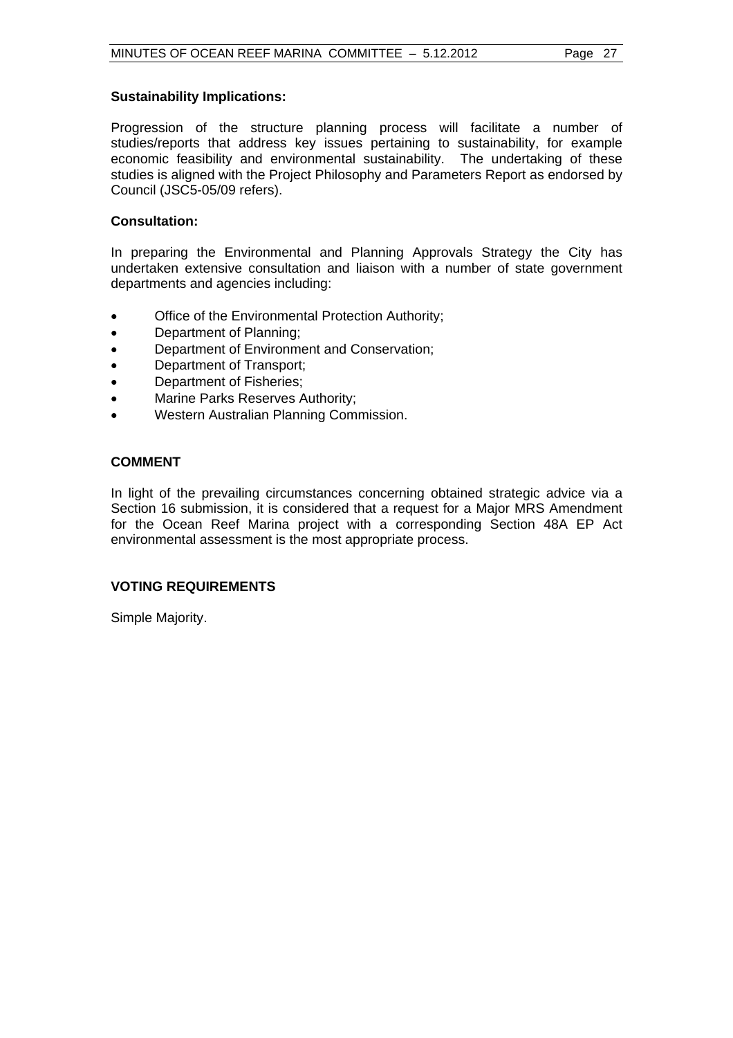**Sustainability Implications:**

Progression of the structure planning process will facilitate a number of studies/reports that address key issues pertaining to sustainability, for example economic feasibility and environmental sustainability. The undertaking of these studies is aligned with the Project Philosophy and Parameters Report as endorsed by Council (JSC5-05/09 refers).

**Consultation:**

In preparing the Environmental and Planning Approvals Strategy the City has undertaken extensive consultation and liaison with a number of state government departments and agencies including:

- Office of the Environmental Protection Authority;
- Department of Planning;
- Department of Environment and Conservation;
- Department of Transport;
- Department of Fisheries;
- Marine Parks Reserves Authority;
- Western Australian Planning Commission.

## COMMENT

In light of the prevailing circumstances concerning obtained strategic advice via a Section 16 submission, it is considered that a request for a Major MRS Amendment for the Ocean Reef Marina project with a corresponding Section 48A EP Act environmental assessment is the most appropriate process.

## VOTING REQUIREMENTS

Simple Majority.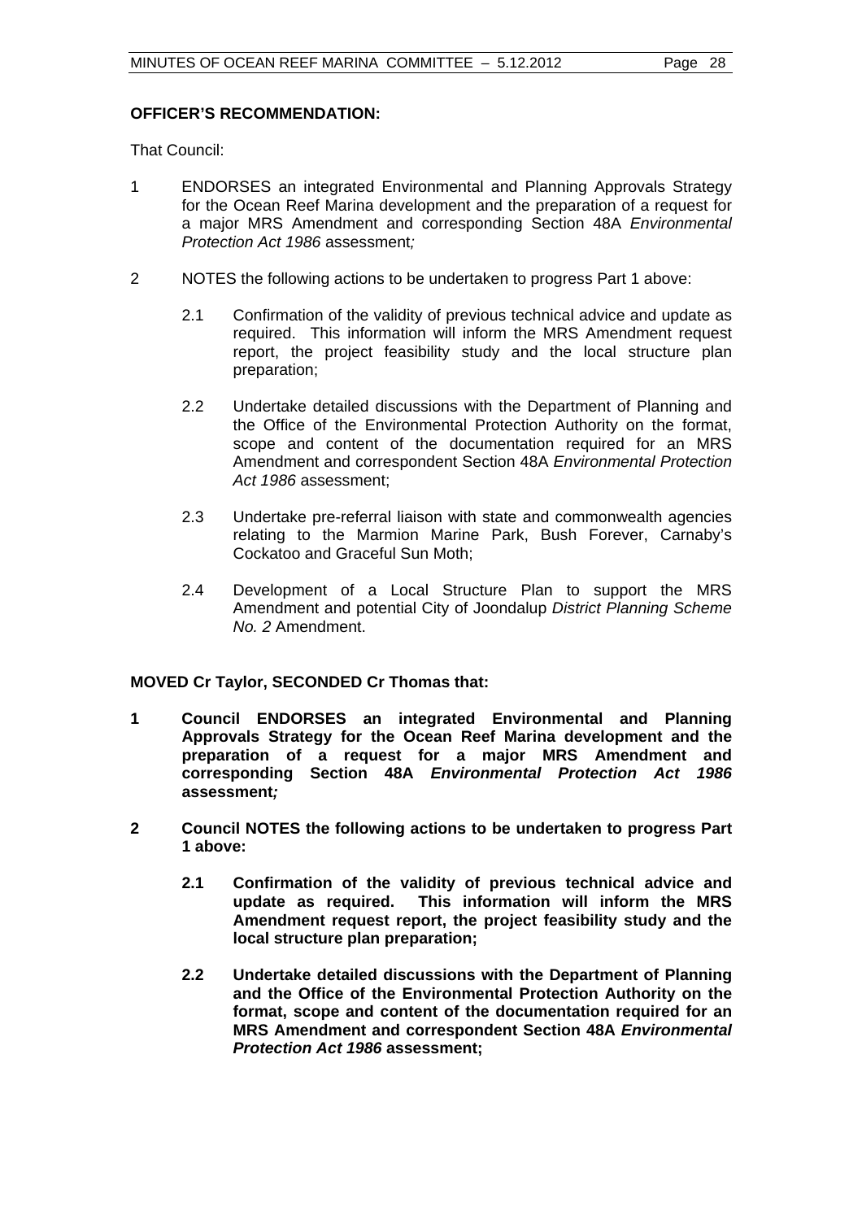**OFFICER'S RECOMMENDATION:**

That Council:

1 ENDORSES an integrated Environmental and Planning Approvals Strategy for the Ocean Reef Marina development and the preparation of a request for a major MRS Amendment and corresponding Section 48A *Environmental Protection Act 1986* assessment*;*

2 NOTES the following actions to be undertaken to progress Part 1 above:

 2.1 Confirmation of the validity of previous technical advice and update as required. This information will inform the MRS Amendment request report, the project feasibility study and the local structure plan preparation;

 2.2 Undertake detailed discussions with the Department of Planning and the Office of the Environmental Protection Authority on the format, scope and content of the documentation required for an MRS Amendment and correspondent Section 48A *Environmental Protection Act 1986* assessment;

 2.3 Undertake pre-referral liaison with state and commonwealth agencies relating to the Marmion Marine Park, Bush Forever, Carnaby's Cockatoo and Graceful Sun Moth;

 2.4 Development of a Local Structure Plan to support the MRS Amendment and potential City of Joondalup *District Planning Scheme No. 2* Amendment.

**MOVED Cr Taylor, SECONDED Cr Thomas that:**

**1 Council ENDORSES an integrated Environmental and Planning Approvals Strategy for the Ocean Reef Marina development and the preparation of a request for a major MRS Amendment and corresponding Section 48A *Environmental Protection Act 1986* assessment*;***

**2 Council NOTES the following actions to be undertaken to progress Part 1 above:**

 **2.1 Confirmation of the validity of previous technical advice and update as required. This information will inform the MRS Amendment request report, the project feasibility study and the local structure plan preparation;**

 **2.2 Undertake detailed discussions with the Department of Planning and the Office of the Environmental Protection Authority on the format, scope and content of the documentation required for an MRS Amendment and correspondent Section 48A *Environmental Protection Act 1986* assessment;**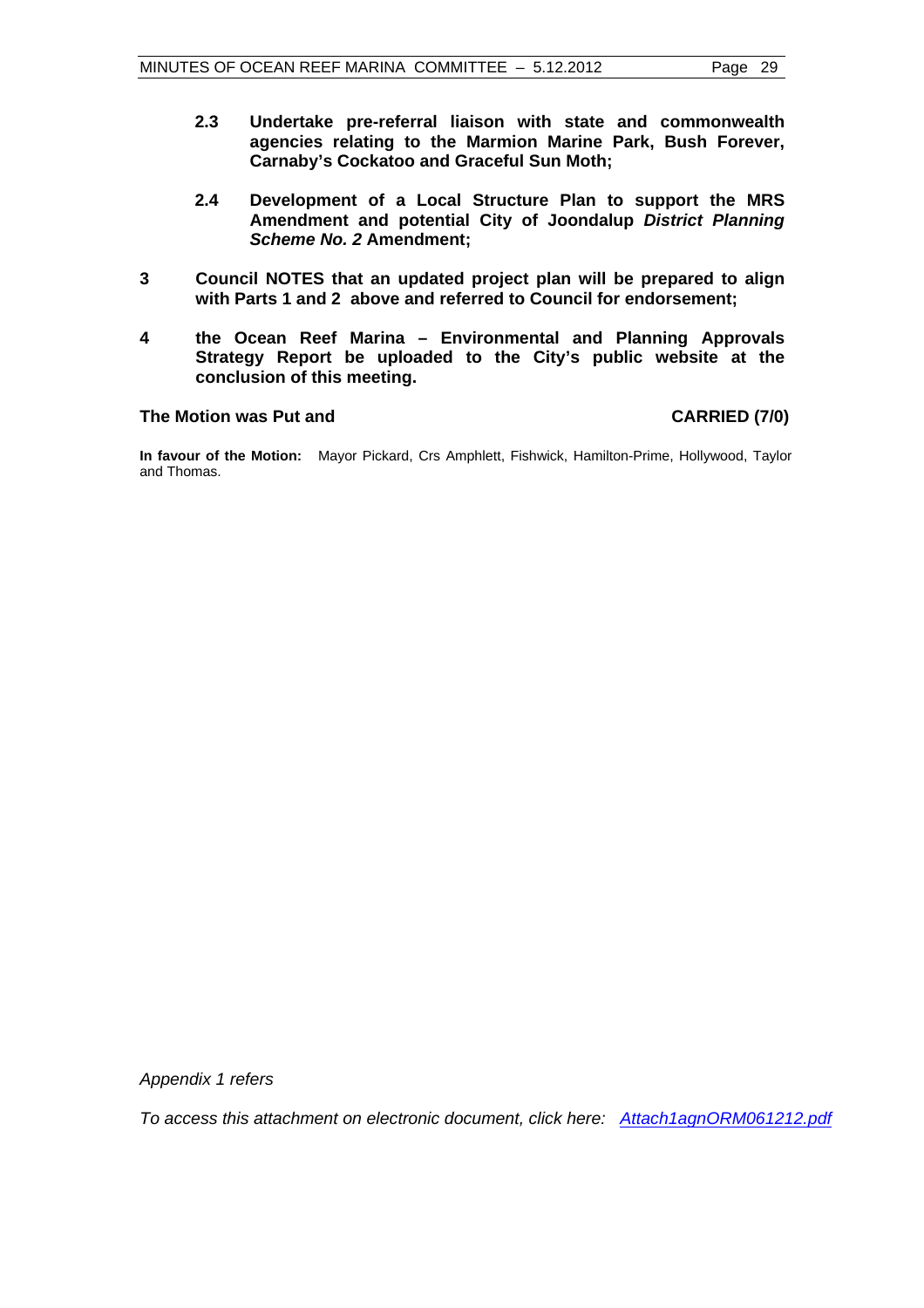**2.3 Undertake pre-referral liaison with state and commonwealth agencies relating to the Marmion Marine Park, Bush Forever, Carnaby's Cockatoo and Graceful Sun Moth;**

**2.4 Development of a Local Structure Plan to support the MRS Amendment and potential City of Joondalup *District Planning Scheme No. 2* Amendment;**

**3 Council NOTES that an updated project plan will be prepared to align with Parts 1 and 2 above and referred to Council for endorsement;**

**4 the Ocean Reef Marina – Environmental and Planning Approvals Strategy Report be uploaded to the City's public website at the conclusion of this meeting.**

**The Motion was Put and CARRIED (7/0)**

**In favour of the Motion:** Mayor Pickard, Crs Amphlett, Fishwick, Hamilton-Prime, Hollywood, Taylor and Thomas.

*Appendix 1 refers*

*To access this attachment on electronic document, click here: Attach1agnORM061212.pdf*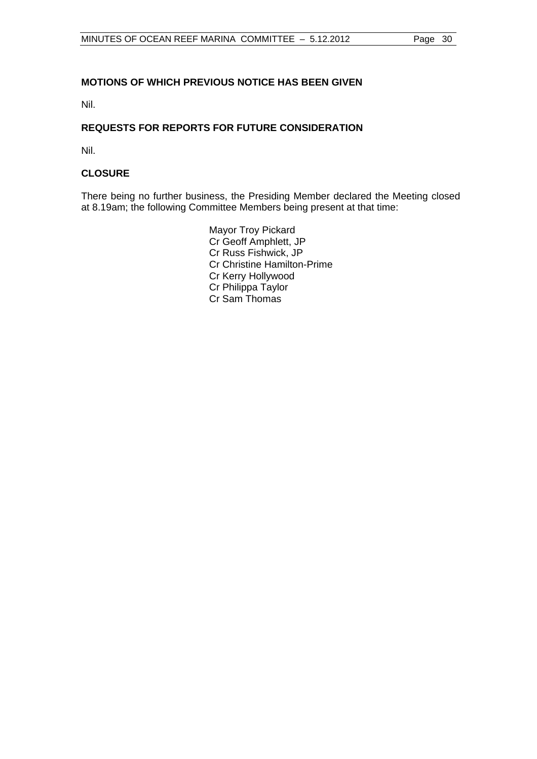## MOTIONS OF WHICH PREVIOUS NOTICE HAS BEEN GIVEN

Nil.

## REQUESTS FOR REPORTS FOR FUTURE CONSIDERATION

Nil.

## CLOSURE

There being no further business, the Presiding Member declared the Meeting closed at 8.19am; the following Committee Members being present at that time:

Mayor Troy Pickard
Cr Geoff Amphlett, JP
Cr Russ Fishwick, JP
Cr Christine Hamilton-Prime
Cr Kerry Hollywood
Cr Philippa Taylor
Cr Sam Thomas